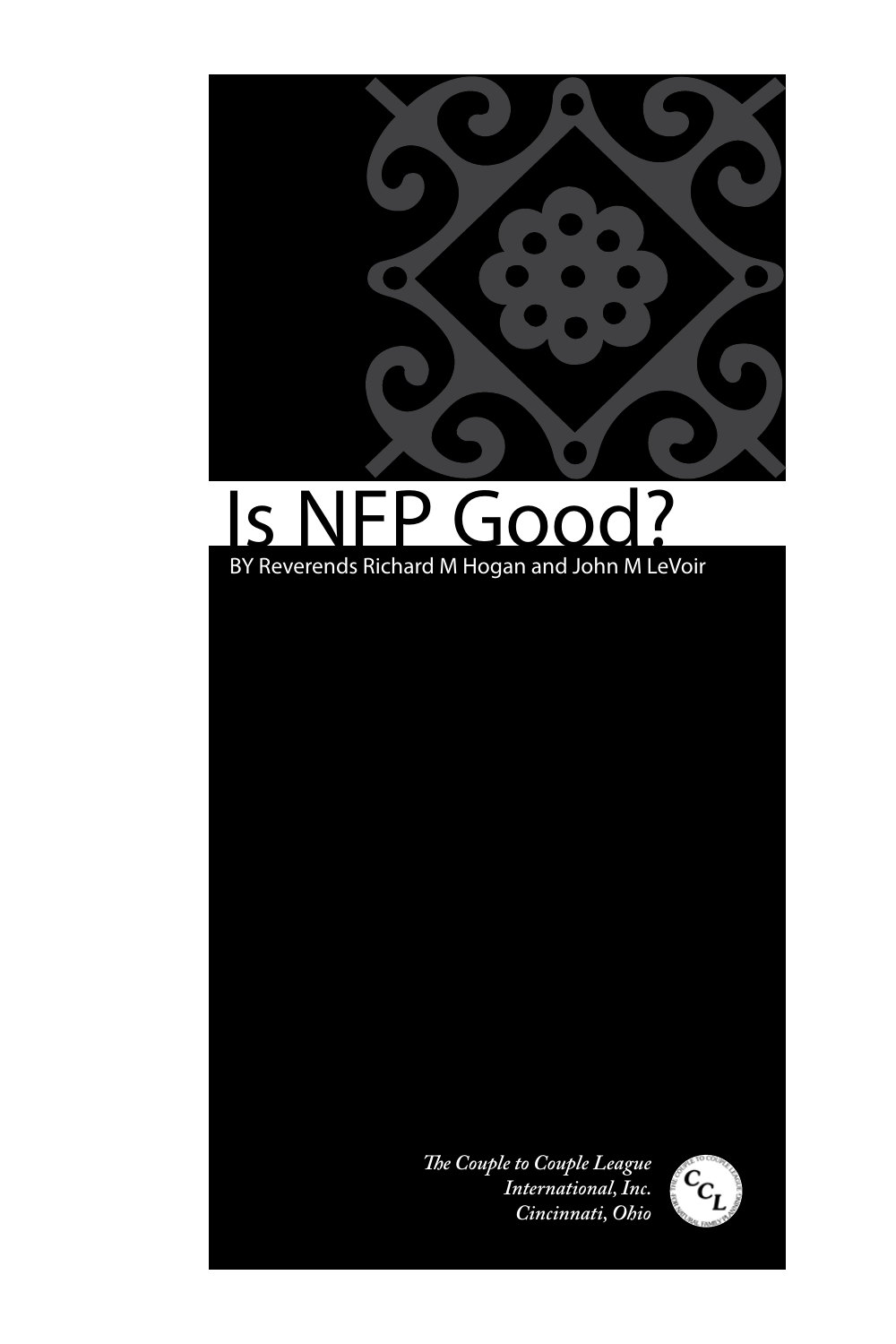# Is NFP Good?

BY Reverends Richard M Hogan and John M LeVoir

*The Couple to Couple League International, Inc. Cincinnati, Ohio*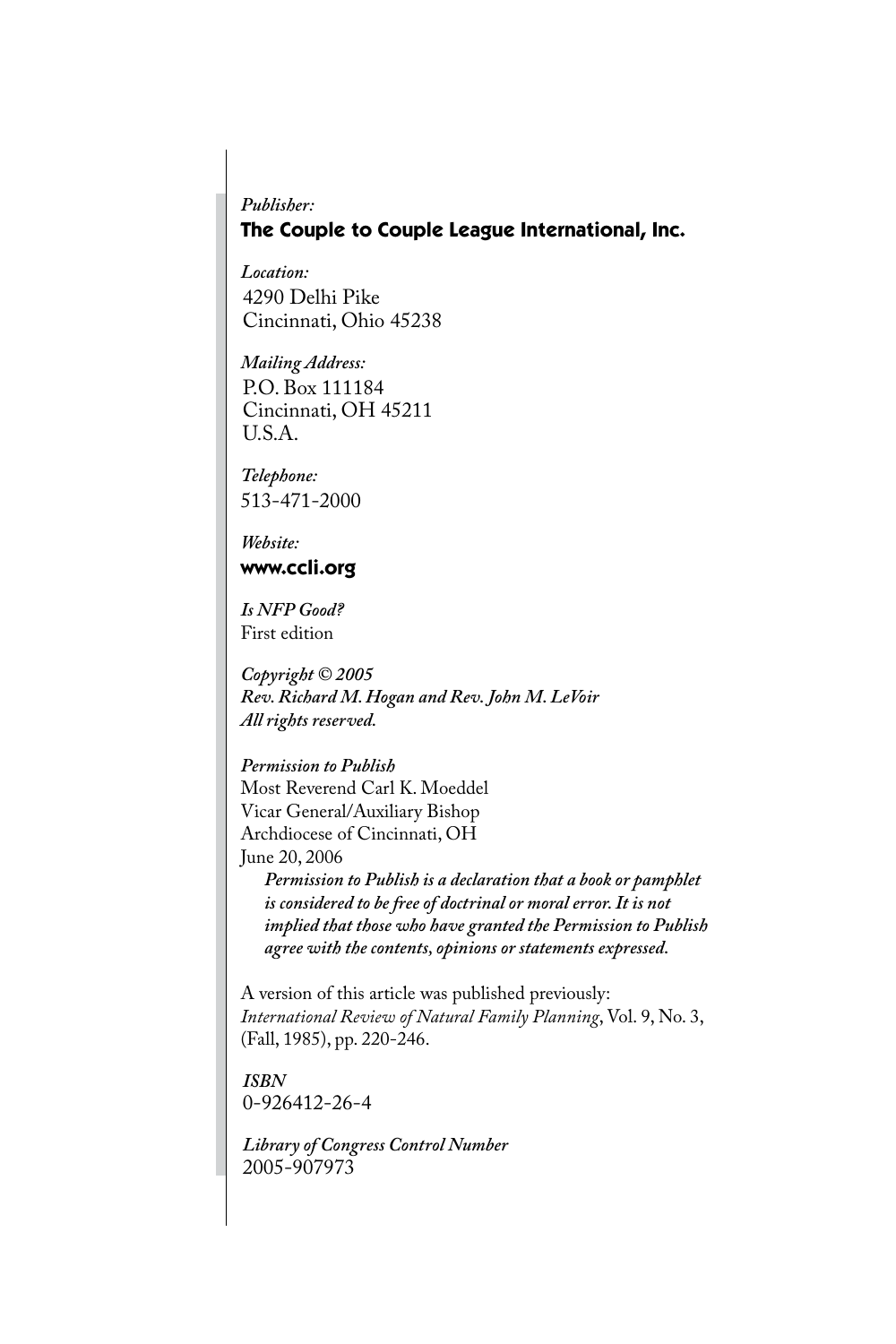*Publisher:*
**The Couple to Couple League International, Inc.**

*Location:*
4290 Delhi Pike
Cincinnati, Ohio 45238

*Mailing Address:*
P.O. Box 111184
Cincinnati, OH 45211
U.S.A.

*Telephone:*
513-471-2000

*Website:*
**www.ccli.org**

*Is NFP Good?*
First edition

***Copyright © 2005***
***Rev. Richard M. Hogan and Rev. John M. LeVoir***
***All rights reserved.***

***Permission to Publish***
Most Reverend Carl K. Moeddel
Vicar General/Auxiliary Bishop
Archdiocese of Cincinnati, OH
June 20, 2006

> ***Permission to Publish is a declaration that a book or pamphlet is considered to be free of doctrinal or moral error. It is not implied that those who have granted the Permission to Publish agree with the contents, opinions or statements expressed.***

A version of this article was published previously:
*International Review of Natural Family Planning*, Vol. 9, No. 3, (Fall, 1985), pp. 220-246.

***ISBN***
0-926412-26-4

***Library of Congress Control Number***
2005-907973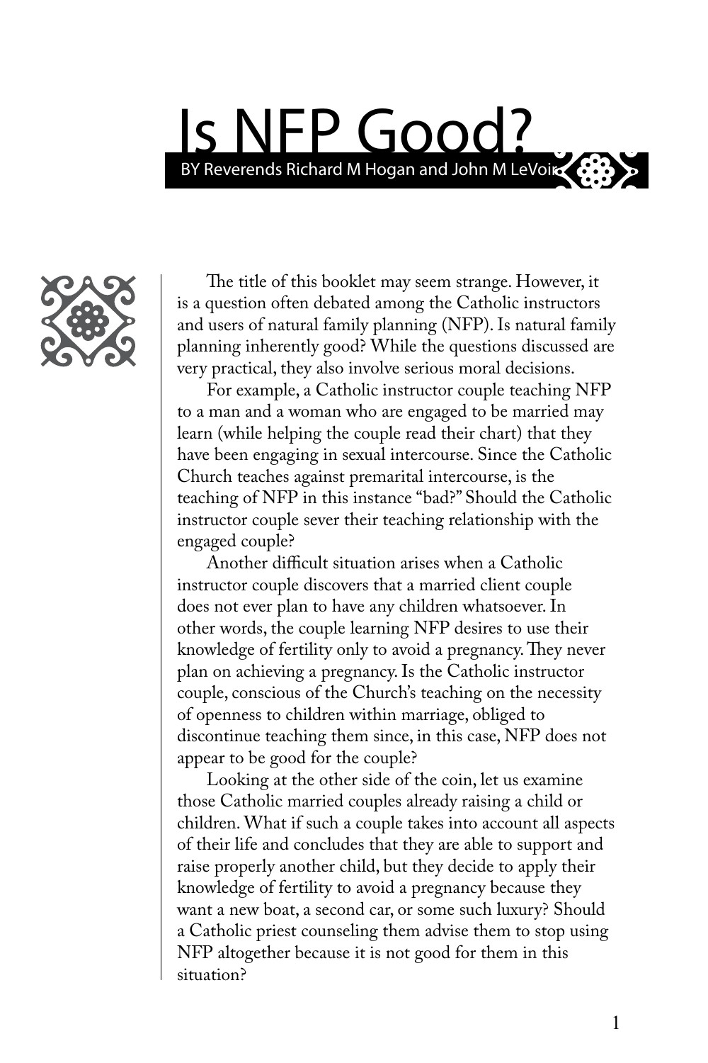# Is NFP Good?

BY Reverends Richard M Hogan and John M LeVoir

The title of this booklet may seem strange. However, it is a question often debated among the Catholic instructors and users of natural family planning (NFP). Is natural family planning inherently good? While the questions discussed are very practical, they also involve serious moral decisions.

For example, a Catholic instructor couple teaching NFP to a man and a woman who are engaged to be married may learn (while helping the couple read their chart) that they have been engaging in sexual intercourse. Since the Catholic Church teaches against premarital intercourse, is the teaching of NFP in this instance "bad?" Should the Catholic instructor couple sever their teaching relationship with the engaged couple?

Another difficult situation arises when a Catholic instructor couple discovers that a married client couple does not ever plan to have any children whatsoever. In other words, the couple learning NFP desires to use their knowledge of fertility only to avoid a pregnancy. They never plan on achieving a pregnancy. Is the Catholic instructor couple, conscious of the Church's teaching on the necessity of openness to children within marriage, obliged to discontinue teaching them since, in this case, NFP does not appear to be good for the couple?

Looking at the other side of the coin, let us examine those Catholic married couples already raising a child or children. What if such a couple takes into account all aspects of their life and concludes that they are able to support and raise properly another child, but they decide to apply their knowledge of fertility to avoid a pregnancy because they want a new boat, a second car, or some such luxury? Should a Catholic priest counseling them advise them to stop using NFP altogether because it is not good for them in this situation?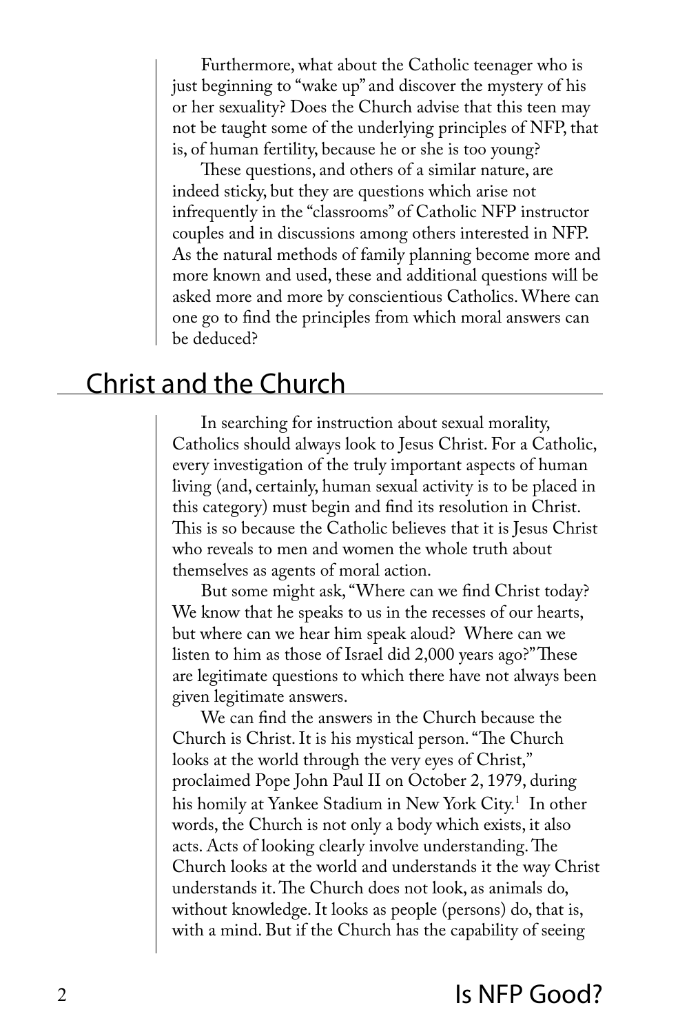Furthermore, what about the Catholic teenager who is just beginning to "wake up" and discover the mystery of his or her sexuality? Does the Church advise that this teen may not be taught some of the underlying principles of NFP, that is, of human fertility, because he or she is too young?

These questions, and others of a similar nature, are indeed sticky, but they are questions which arise not infrequently in the "classrooms" of Catholic NFP instructor couples and in discussions among others interested in NFP. As the natural methods of family planning become more and more known and used, these and additional questions will be asked more and more by conscientious Catholics. Where can one go to find the principles from which moral answers can be deduced?

## Christ and the Church

In searching for instruction about sexual morality, Catholics should always look to Jesus Christ. For a Catholic, every investigation of the truly important aspects of human living (and, certainly, human sexual activity is to be placed in this category) must begin and find its resolution in Christ. This is so because the Catholic believes that it is Jesus Christ who reveals to men and women the whole truth about themselves as agents of moral action.

But some might ask, "Where can we find Christ today? We know that he speaks to us in the recesses of our hearts, but where can we hear him speak aloud? Where can we listen to him as those of Israel did 2,000 years ago?" These are legitimate questions to which there have not always been given legitimate answers.

We can find the answers in the Church because the Church is Christ. It is his mystical person. "The Church looks at the world through the very eyes of Christ," proclaimed Pope John Paul II on October 2, 1979, during his homily at Yankee Stadium in New York City.[1] In other words, the Church is not only a body which exists, it also acts. Acts of looking clearly involve understanding. The Church looks at the world and understands it the way Christ understands it. The Church does not look, as animals do, without knowledge. It looks as people (persons) do, that is, with a mind. But if the Church has the capability of seeing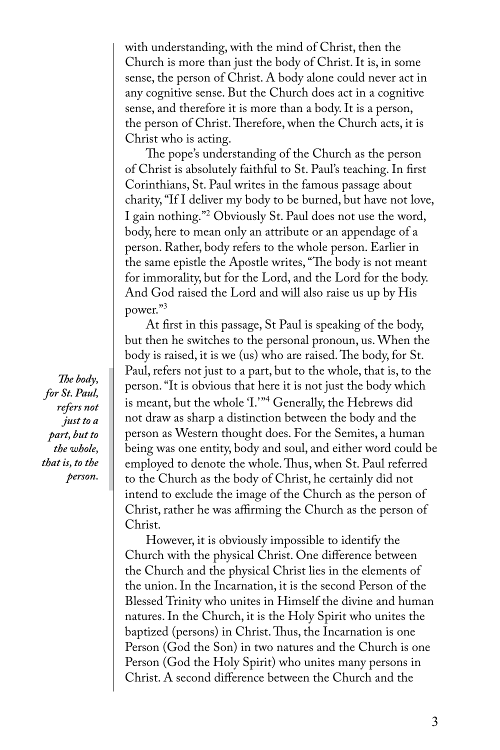with understanding, with the mind of Christ, then the Church is more than just the body of Christ. It is, in some sense, the person of Christ. A body alone could never act in any cognitive sense. But the Church does act in a cognitive sense, and therefore it is more than a body. It is a person, the person of Christ. Therefore, when the Church acts, it is Christ who is acting.

The pope's understanding of the Church as the person of Christ is absolutely faithful to St. Paul's teaching. In first Corinthians, St. Paul writes in the famous passage about charity, "If I deliver my body to be burned, but have not love, I gain nothing."[2] Obviously St. Paul does not use the word, body, here to mean only an attribute or an appendage of a person. Rather, body refers to the whole person. Earlier in the same epistle the Apostle writes, "The body is not meant for immorality, but for the Lord, and the Lord for the body. And God raised the Lord and will also raise us up by His power."[3]

At first in this passage, St Paul is speaking of the body, but then he switches to the personal pronoun, us. When the body is raised, it is we (us) who are raised. The body, for St. Paul, refers not just to a part, but to the whole, that is, to the person. "It is obvious that here it is not just the body which is meant, but the whole 'I.'"[4] Generally, the Hebrews did not draw as sharp a distinction between the body and the person as Western thought does. For the Semites, a human being was one entity, body and soul, and either word could be employed to denote the whole. Thus, when St. Paul referred to the Church as the body of Christ, he certainly did not intend to exclude the image of the Church as the person of Christ, rather he was affirming the Church as the person of Christ.

*The body, for St. Paul, refers not just to a part, but to the whole, that is, to the person.*

However, it is obviously impossible to identify the Church with the physical Christ. One difference between the Church and the physical Christ lies in the elements of the union. In the Incarnation, it is the second Person of the Blessed Trinity who unites in Himself the divine and human natures. In the Church, it is the Holy Spirit who unites the baptized (persons) in Christ. Thus, the Incarnation is one Person (God the Son) in two natures and the Church is one Person (God the Holy Spirit) who unites many persons in Christ. A second difference between the Church and the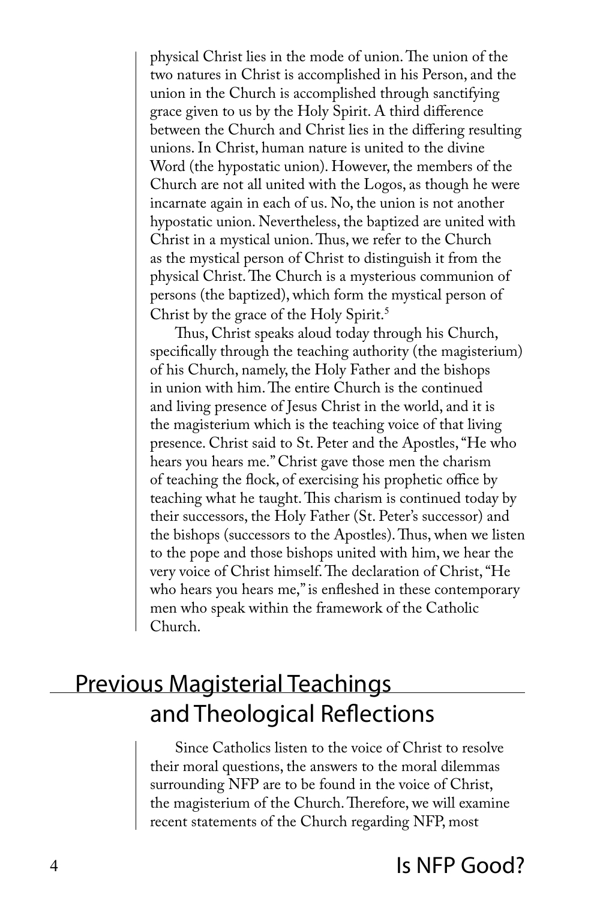physical Christ lies in the mode of union. The union of the two natures in Christ is accomplished in his Person, and the union in the Church is accomplished through sanctifying grace given to us by the Holy Spirit. A third difference between the Church and Christ lies in the differing resulting unions. In Christ, human nature is united to the divine Word (the hypostatic union). However, the members of the Church are not all united with the Logos, as though he were incarnate again in each of us. No, the union is not another hypostatic union. Nevertheless, the baptized are united with Christ in a mystical union. Thus, we refer to the Church as the mystical person of Christ to distinguish it from the physical Christ. The Church is a mysterious communion of persons (the baptized), which form the mystical person of Christ by the grace of the Holy Spirit.[5]

Thus, Christ speaks aloud today through his Church, specifically through the teaching authority (the magisterium) of his Church, namely, the Holy Father and the bishops in union with him. The entire Church is the continued and living presence of Jesus Christ in the world, and it is the magisterium which is the teaching voice of that living presence. Christ said to St. Peter and the Apostles, "He who hears you hears me." Christ gave those men the charism of teaching the flock, of exercising his prophetic office by teaching what he taught. This charism is continued today by their successors, the Holy Father (St. Peter's successor) and the bishops (successors to the Apostles). Thus, when we listen to the pope and those bishops united with him, we hear the very voice of Christ himself. The declaration of Christ, "He who hears you hears me," is enfleshed in these contemporary men who speak within the framework of the Catholic Church.

## Previous Magisterial Teachings and Theological Reflections

Since Catholics listen to the voice of Christ to resolve their moral questions, the answers to the moral dilemmas surrounding NFP are to be found in the voice of Christ, the magisterium of the Church. Therefore, we will examine recent statements of the Church regarding NFP, most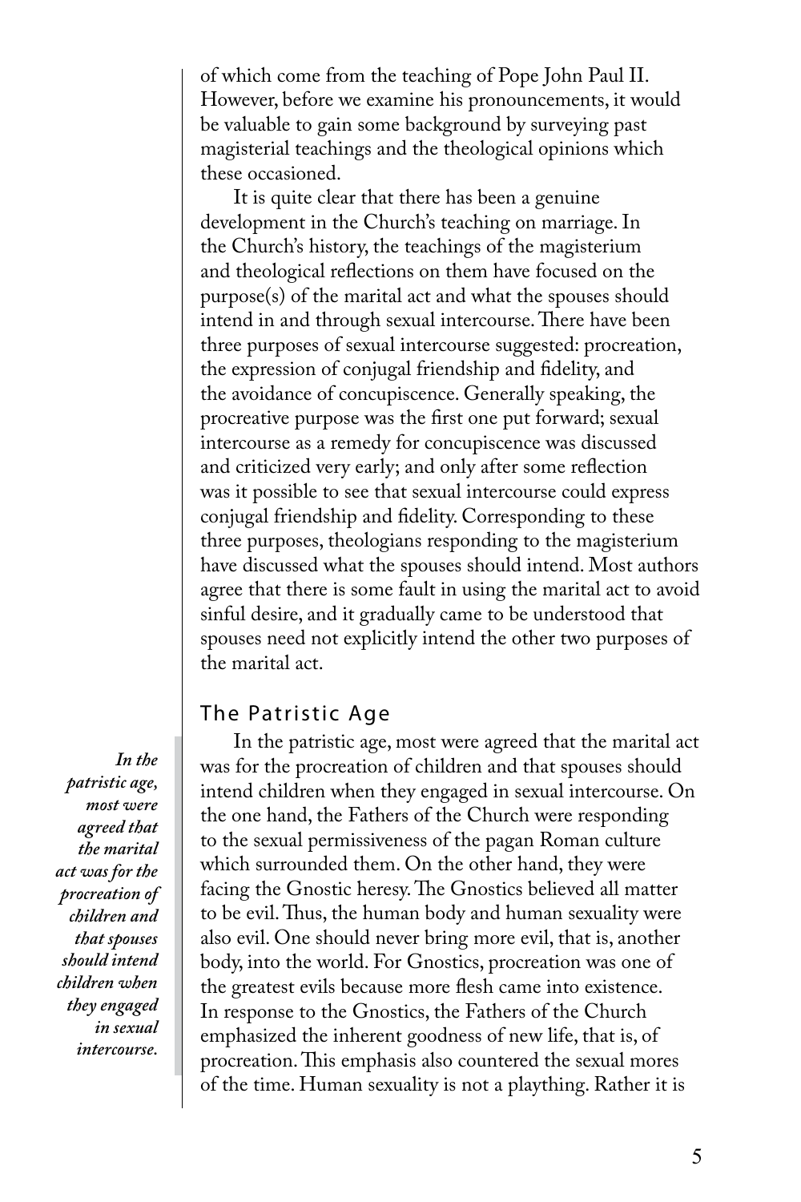of which come from the teaching of Pope John Paul II. However, before we examine his pronouncements, it would be valuable to gain some background by surveying past magisterial teachings and the theological opinions which these occasioned.

It is quite clear that there has been a genuine development in the Church's teaching on marriage. In the Church's history, the teachings of the magisterium and theological reflections on them have focused on the purpose(s) of the marital act and what the spouses should intend in and through sexual intercourse. There have been three purposes of sexual intercourse suggested: procreation, the expression of conjugal friendship and fidelity, and the avoidance of concupiscence. Generally speaking, the procreative purpose was the first one put forward; sexual intercourse as a remedy for concupiscence was discussed and criticized very early; and only after some reflection was it possible to see that sexual intercourse could express conjugal friendship and fidelity. Corresponding to these three purposes, theologians responding to the magisterium have discussed what the spouses should intend. Most authors agree that there is some fault in using the marital act to avoid sinful desire, and it gradually came to be understood that spouses need not explicitly intend the other two purposes of the marital act.

## The Patristic Age

*In the patristic age, most were agreed that the marital act was for the procreation of children and that spouses should intend children when they engaged in sexual intercourse.*

In the patristic age, most were agreed that the marital act was for the procreation of children and that spouses should intend children when they engaged in sexual intercourse. On the one hand, the Fathers of the Church were responding to the sexual permissiveness of the pagan Roman culture which surrounded them. On the other hand, they were facing the Gnostic heresy. The Gnostics believed all matter to be evil. Thus, the human body and human sexuality were also evil. One should never bring more evil, that is, another body, into the world. For Gnostics, procreation was one of the greatest evils because more flesh came into existence. In response to the Gnostics, the Fathers of the Church emphasized the inherent goodness of new life, that is, of procreation. This emphasis also countered the sexual mores of the time. Human sexuality is not a plaything. Rather it is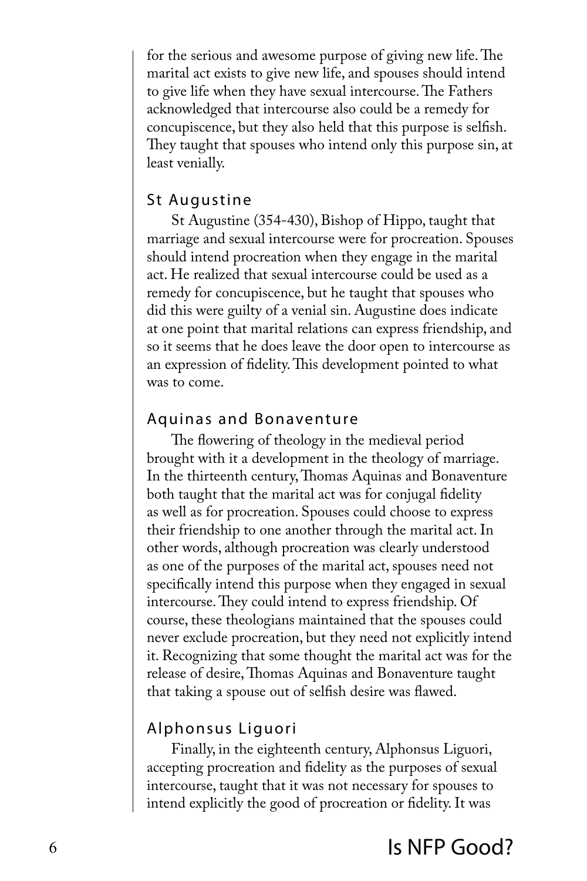for the serious and awesome purpose of giving new life. The marital act exists to give new life, and spouses should intend to give life when they have sexual intercourse. The Fathers acknowledged that intercourse also could be a remedy for concupiscence, but they also held that this purpose is selfish. They taught that spouses who intend only this purpose sin, at least venially.

## St Augustine

St Augustine (354-430), Bishop of Hippo, taught that marriage and sexual intercourse were for procreation. Spouses should intend procreation when they engage in the marital act. He realized that sexual intercourse could be used as a remedy for concupiscence, but he taught that spouses who did this were guilty of a venial sin. Augustine does indicate at one point that marital relations can express friendship, and so it seems that he does leave the door open to intercourse as an expression of fidelity. This development pointed to what was to come.

## Aquinas and Bonaventure

The flowering of theology in the medieval period brought with it a development in the theology of marriage. In the thirteenth century, Thomas Aquinas and Bonaventure both taught that the marital act was for conjugal fidelity as well as for procreation. Spouses could choose to express their friendship to one another through the marital act. In other words, although procreation was clearly understood as one of the purposes of the marital act, spouses need not specifically intend this purpose when they engaged in sexual intercourse. They could intend to express friendship. Of course, these theologians maintained that the spouses could never exclude procreation, but they need not explicitly intend it. Recognizing that some thought the marital act was for the release of desire, Thomas Aquinas and Bonaventure taught that taking a spouse out of selfish desire was flawed.

## Alphonsus Liguori

Finally, in the eighteenth century, Alphonsus Liguori, accepting procreation and fidelity as the purposes of sexual intercourse, taught that it was not necessary for spouses to intend explicitly the good of procreation or fidelity. It was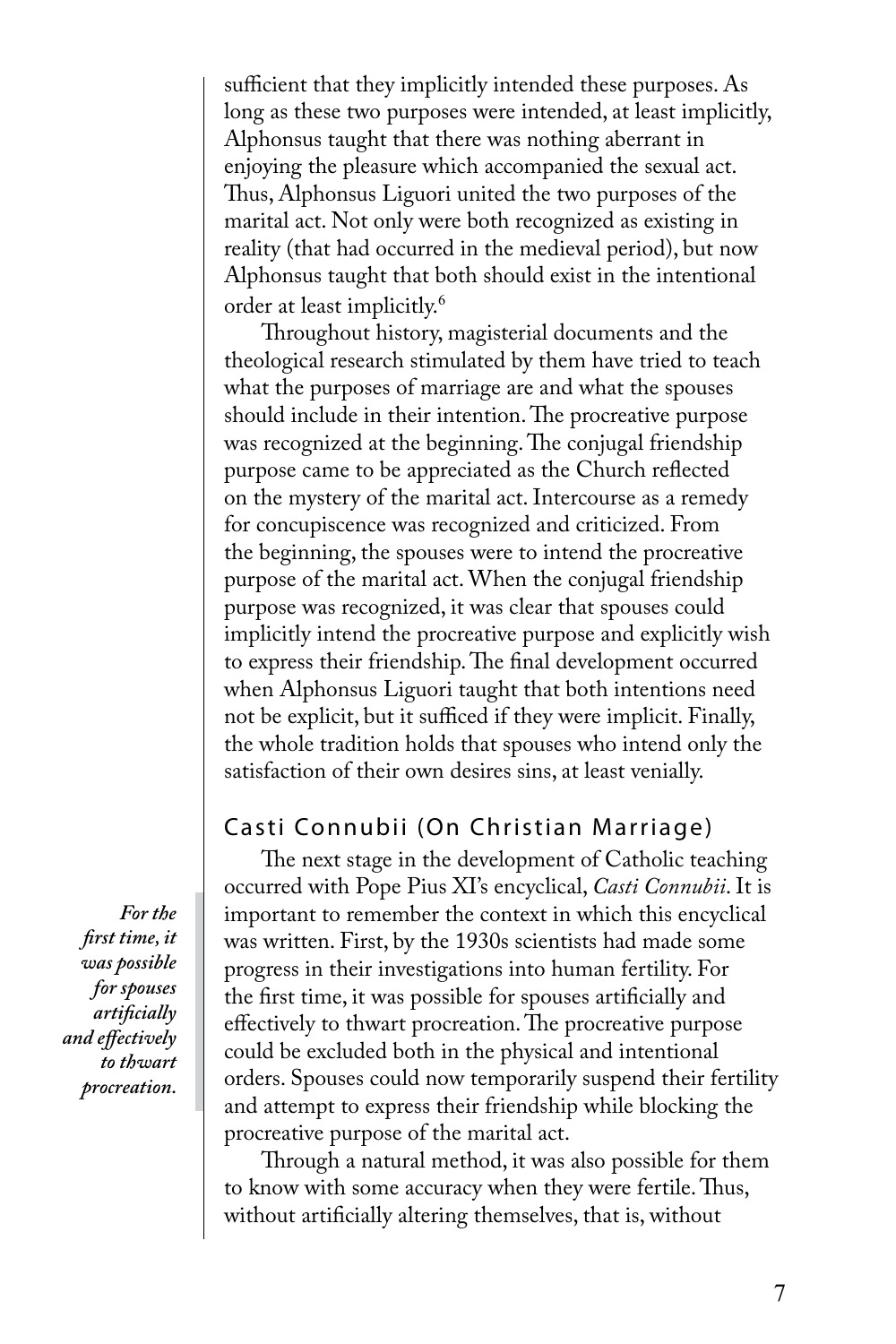sufficient that they implicitly intended these purposes. As long as these two purposes were intended, at least implicitly, Alphonsus taught that there was nothing aberrant in enjoying the pleasure which accompanied the sexual act. Thus, Alphonsus Liguori united the two purposes of the marital act. Not only were both recognized as existing in reality (that had occurred in the medieval period), but now Alphonsus taught that both should exist in the intentional order at least implicitly.[6]

Throughout history, magisterial documents and the theological research stimulated by them have tried to teach what the purposes of marriage are and what the spouses should include in their intention. The procreative purpose was recognized at the beginning. The conjugal friendship purpose came to be appreciated as the Church reflected on the mystery of the marital act. Intercourse as a remedy for concupiscence was recognized and criticized. From the beginning, the spouses were to intend the procreative purpose of the marital act. When the conjugal friendship purpose was recognized, it was clear that spouses could implicitly intend the procreative purpose and explicitly wish to express their friendship. The final development occurred when Alphonsus Liguori taught that both intentions need not be explicit, but it sufficed if they were implicit. Finally, the whole tradition holds that spouses who intend only the satisfaction of their own desires sins, at least venially.

## Casti Connubii (On Christian Marriage)

The next stage in the development of Catholic teaching occurred with Pope Pius XI's encyclical, *Casti Connubii*. It is important to remember the context in which this encyclical was written. First, by the 1930s scientists had made some progress in their investigations into human fertility. For the first time, it was possible for spouses artificially and effectively to thwart procreation. The procreative purpose could be excluded both in the physical and intentional orders. Spouses could now temporarily suspend their fertility and attempt to express their friendship while blocking the procreative purpose of the marital act.

*For the first time, it was possible for spouses artificially and effectively to thwart procreation.*

Through a natural method, it was also possible for them to know with some accuracy when they were fertile. Thus, without artificially altering themselves, that is, without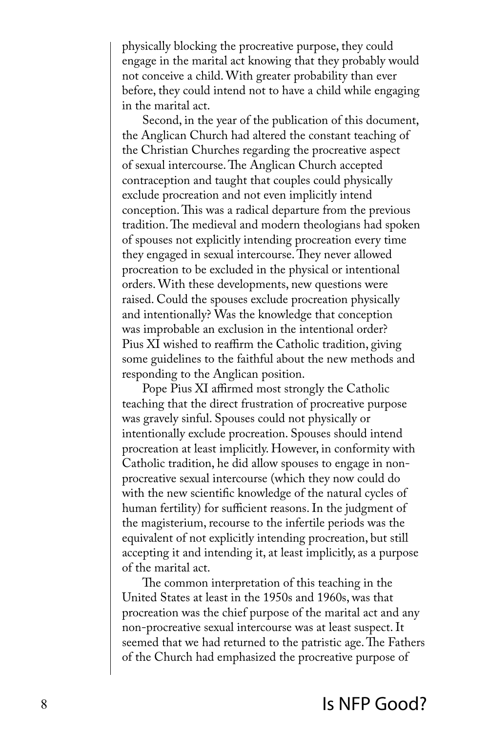physically blocking the procreative purpose, they could engage in the marital act knowing that they probably would not conceive a child. With greater probability than ever before, they could intend not to have a child while engaging in the marital act.

Second, in the year of the publication of this document, the Anglican Church had altered the constant teaching of the Christian Churches regarding the procreative aspect of sexual intercourse. The Anglican Church accepted contraception and taught that couples could physically exclude procreation and not even implicitly intend conception. This was a radical departure from the previous tradition. The medieval and modern theologians had spoken of spouses not explicitly intending procreation every time they engaged in sexual intercourse. They never allowed procreation to be excluded in the physical or intentional orders. With these developments, new questions were raised. Could the spouses exclude procreation physically and intentionally? Was the knowledge that conception was improbable an exclusion in the intentional order? Pius XI wished to reaffirm the Catholic tradition, giving some guidelines to the faithful about the new methods and responding to the Anglican position.

Pope Pius XI affirmed most strongly the Catholic teaching that the direct frustration of procreative purpose was gravely sinful. Spouses could not physically or intentionally exclude procreation. Spouses should intend procreation at least implicitly. However, in conformity with Catholic tradition, he did allow spouses to engage in non-procreative sexual intercourse (which they now could do with the new scientific knowledge of the natural cycles of human fertility) for sufficient reasons. In the judgment of the magisterium, recourse to the infertile periods was the equivalent of not explicitly intending procreation, but still accepting it and intending it, at least implicitly, as a purpose of the marital act.

The common interpretation of this teaching in the United States at least in the 1950s and 1960s, was that procreation was the chief purpose of the marital act and any non-procreative sexual intercourse was at least suspect. It seemed that we had returned to the patristic age. The Fathers of the Church had emphasized the procreative purpose of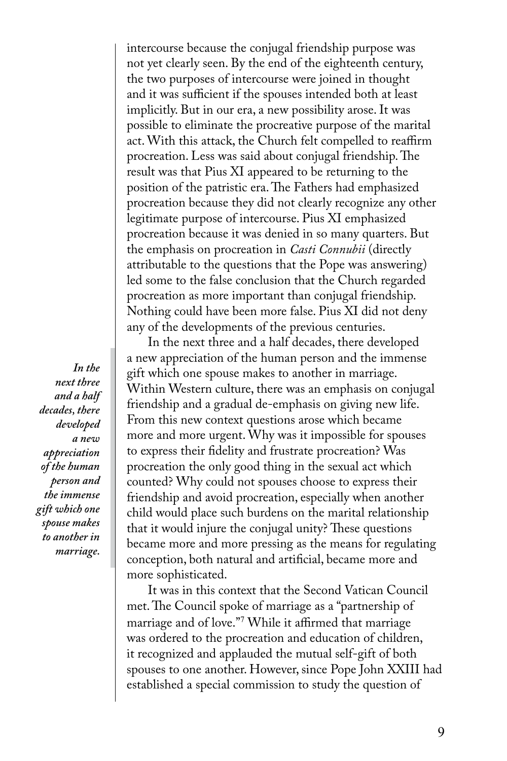intercourse because the conjugal friendship purpose was not yet clearly seen. By the end of the eighteenth century, the two purposes of intercourse were joined in thought and it was sufficient if the spouses intended both at least implicitly. But in our era, a new possibility arose. It was possible to eliminate the procreative purpose of the marital act. With this attack, the Church felt compelled to reaffirm procreation. Less was said about conjugal friendship. The result was that Pius XI appeared to be returning to the position of the patristic era. The Fathers had emphasized procreation because they did not clearly recognize any other legitimate purpose of intercourse. Pius XI emphasized procreation because it was denied in so many quarters. But the emphasis on procreation in *Casti Connubii* (directly attributable to the questions that the Pope was answering) led some to the false conclusion that the Church regarded procreation as more important than conjugal friendship. Nothing could have been more false. Pius XI did not deny any of the developments of the previous centuries.

*In the next three and a half decades, there developed a new appreciation of the human person and the immense gift which one spouse makes to another in marriage.*

In the next three and a half decades, there developed a new appreciation of the human person and the immense gift which one spouse makes to another in marriage. Within Western culture, there was an emphasis on conjugal friendship and a gradual de-emphasis on giving new life. From this new context questions arose which became more and more urgent. Why was it impossible for spouses to express their fidelity and frustrate procreation? Was procreation the only good thing in the sexual act which counted? Why could not spouses choose to express their friendship and avoid procreation, especially when another child would place such burdens on the marital relationship that it would injure the conjugal unity? These questions became more and more pressing as the means for regulating conception, both natural and artificial, became more and more sophisticated.

It was in this context that the Second Vatican Council met. The Council spoke of marriage as a "partnership of marriage and of love."[7] While it affirmed that marriage was ordered to the procreation and education of children, it recognized and applauded the mutual self-gift of both spouses to one another. However, since Pope John XXIII had established a special commission to study the question of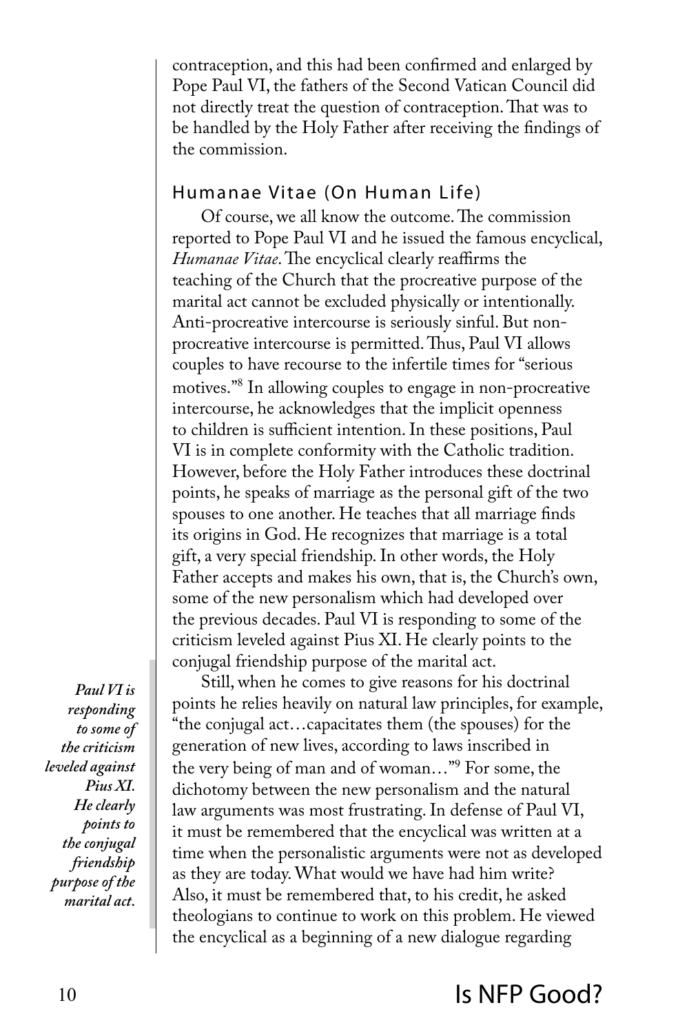contraception, and this had been confirmed and enlarged by Pope Paul VI, the fathers of the Second Vatican Council did not directly treat the question of contraception. That was to be handled by the Holy Father after receiving the findings of the commission.

## Humanae Vitae (On Human Life)

Of course, we all know the outcome. The commission reported to Pope Paul VI and he issued the famous encyclical, *Humanae Vitae*. The encyclical clearly reaffirms the teaching of the Church that the procreative purpose of the marital act cannot be excluded physically or intentionally. Anti-procreative intercourse is seriously sinful. But non-procreative intercourse is permitted. Thus, Paul VI allows couples to have recourse to the infertile times for "serious motives."[8] In allowing couples to engage in non-procreative intercourse, he acknowledges that the implicit openness to children is sufficient intention. In these positions, Paul VI is in complete conformity with the Catholic tradition. However, before the Holy Father introduces these doctrinal points, he speaks of marriage as the personal gift of the two spouses to one another. He teaches that all marriage finds its origins in God. He recognizes that marriage is a total gift, a very special friendship. In other words, the Holy Father accepts and makes his own, that is, the Church's own, some of the new personalism which had developed over the previous decades. Paul VI is responding to some of the criticism leveled against Pius XI. He clearly points to the conjugal friendship purpose of the marital act.

*Paul VI is responding to some of the criticism leveled against Pius XI. He clearly points to the conjugal friendship purpose of the marital act.*

Still, when he comes to give reasons for his doctrinal points he relies heavily on natural law principles, for example, "the conjugal act…capacitates them (the spouses) for the generation of new lives, according to laws inscribed in the very being of man and of woman…"[9] For some, the dichotomy between the new personalism and the natural law arguments was most frustrating. In defense of Paul VI, it must be remembered that the encyclical was written at a time when the personalistic arguments were not as developed as they are today. What would we have had him write? Also, it must be remembered that, to his credit, he asked theologians to continue to work on this problem. He viewed the encyclical as a beginning of a new dialogue regarding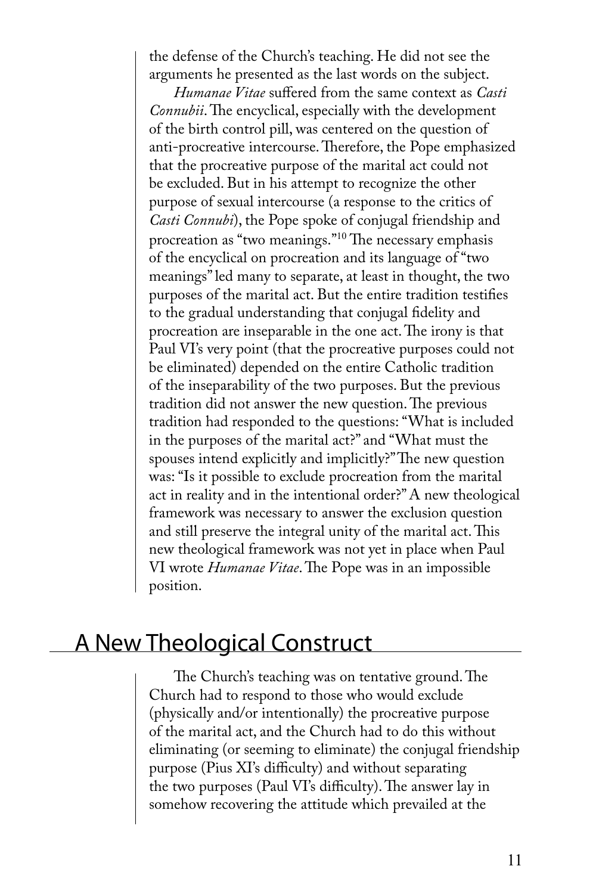the defense of the Church's teaching. He did not see the arguments he presented as the last words on the subject.

*Humanae Vitae* suffered from the same context as *Casti Connubii*. The encyclical, especially with the development of the birth control pill, was centered on the question of anti-procreative intercourse. Therefore, the Pope emphasized that the procreative purpose of the marital act could not be excluded. But in his attempt to recognize the other purpose of sexual intercourse (a response to the critics of *Casti Connubi*), the Pope spoke of conjugal friendship and procreation as "two meanings."[10] The necessary emphasis of the encyclical on procreation and its language of "two meanings" led many to separate, at least in thought, the two purposes of the marital act. But the entire tradition testifies to the gradual understanding that conjugal fidelity and procreation are inseparable in the one act. The irony is that Paul VI's very point (that the procreative purposes could not be eliminated) depended on the entire Catholic tradition of the inseparability of the two purposes. But the previous tradition did not answer the new question. The previous tradition had responded to the questions: "What is included in the purposes of the marital act?" and "What must the spouses intend explicitly and implicitly?" The new question was: "Is it possible to exclude procreation from the marital act in reality and in the intentional order?" A new theological framework was necessary to answer the exclusion question and still preserve the integral unity of the marital act. This new theological framework was not yet in place when Paul VI wrote *Humanae Vitae*. The Pope was in an impossible position.

## A New Theological Construct

The Church's teaching was on tentative ground. The Church had to respond to those who would exclude (physically and/or intentionally) the procreative purpose of the marital act, and the Church had to do this without eliminating (or seeming to eliminate) the conjugal friendship purpose (Pius XI's difficulty) and without separating the two purposes (Paul VI's difficulty). The answer lay in somehow recovering the attitude which prevailed at the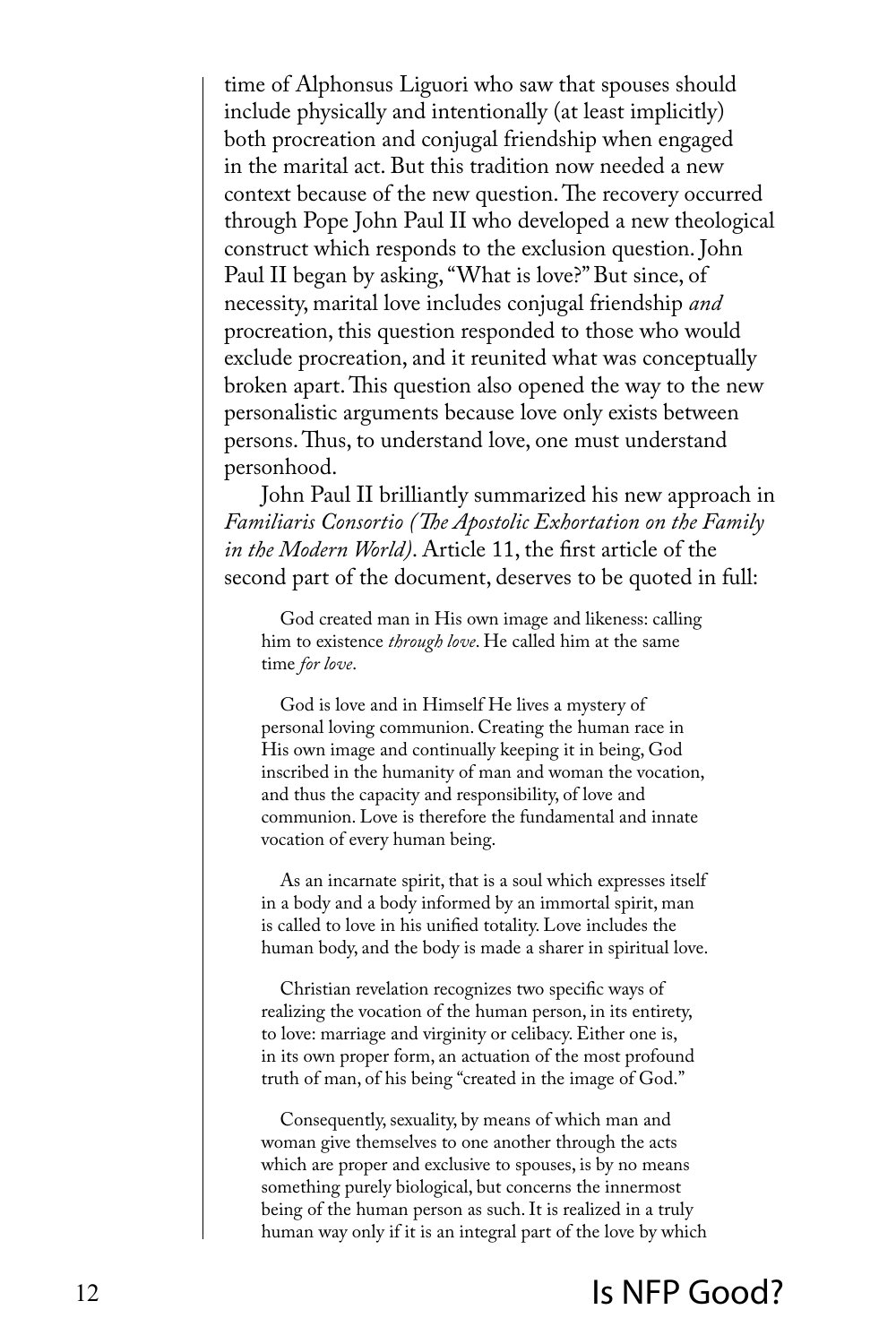time of Alphonsus Liguori who saw that spouses should include physically and intentionally (at least implicitly) both procreation and conjugal friendship when engaged in the marital act. But this tradition now needed a new context because of the new question. The recovery occurred through Pope John Paul II who developed a new theological construct which responds to the exclusion question. John Paul II began by asking, "What is love?" But since, of necessity, marital love includes conjugal friendship *and* procreation, this question responded to those who would exclude procreation, and it reunited what was conceptually broken apart. This question also opened the way to the new personalistic arguments because love only exists between persons. Thus, to understand love, one must understand personhood.

John Paul II brilliantly summarized his new approach in *Familiaris Consortio (The Apostolic Exhortation on the Family in the Modern World)*. Article 11, the first article of the second part of the document, deserves to be quoted in full:

> God created man in His own image and likeness: calling him to existence *through love*. He called him at the same time *for love*.
>
> God is love and in Himself He lives a mystery of personal loving communion. Creating the human race in His own image and continually keeping it in being, God inscribed in the humanity of man and woman the vocation, and thus the capacity and responsibility, of love and communion. Love is therefore the fundamental and innate vocation of every human being.
>
> As an incarnate spirit, that is a soul which expresses itself in a body and a body informed by an immortal spirit, man is called to love in his unified totality. Love includes the human body, and the body is made a sharer in spiritual love.
>
> Christian revelation recognizes two specific ways of realizing the vocation of the human person, in its entirety, to love: marriage and virginity or celibacy. Either one is, in its own proper form, an actuation of the most profound truth of man, of his being "created in the image of God."
>
> Consequently, sexuality, by means of which man and woman give themselves to one another through the acts which are proper and exclusive to spouses, is by no means something purely biological, but concerns the innermost being of the human person as such. It is realized in a truly human way only if it is an integral part of the love by which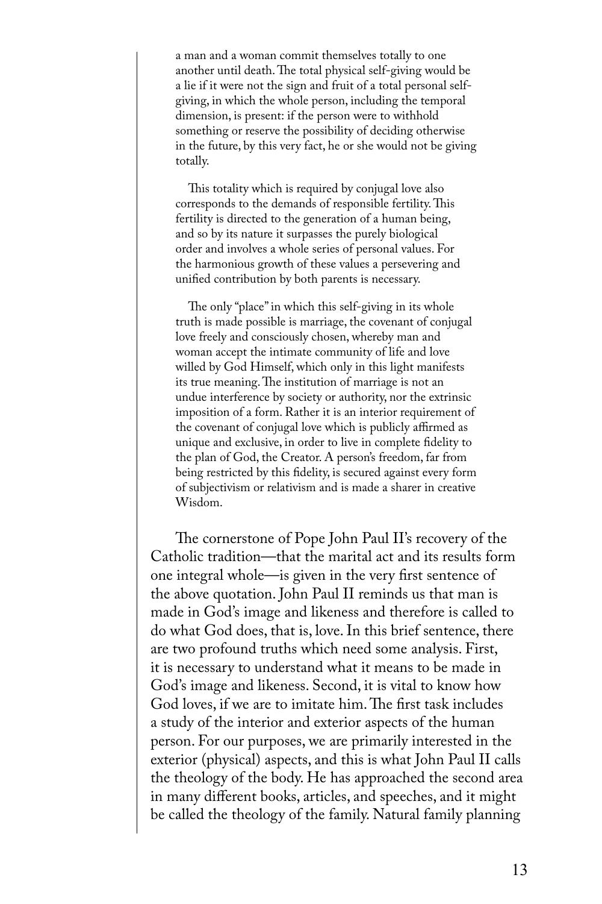> a man and a woman commit themselves totally to one another until death. The total physical self-giving would be a lie if it were not the sign and fruit of a total personal self-giving, in which the whole person, including the temporal dimension, is present: if the person were to withhold something or reserve the possibility of deciding otherwise in the future, by this very fact, he or she would not be giving totally.
>
> This totality which is required by conjugal love also corresponds to the demands of responsible fertility. This fertility is directed to the generation of a human being, and so by its nature it surpasses the purely biological order and involves a whole series of personal values. For the harmonious growth of these values a persevering and unified contribution by both parents is necessary.
>
> The only "place" in which this self-giving in its whole truth is made possible is marriage, the covenant of conjugal love freely and consciously chosen, whereby man and woman accept the intimate community of life and love willed by God Himself, which only in this light manifests its true meaning. The institution of marriage is not an undue interference by society or authority, nor the extrinsic imposition of a form. Rather it is an interior requirement of the covenant of conjugal love which is publicly affirmed as unique and exclusive, in order to live in complete fidelity to the plan of God, the Creator. A person's freedom, far from being restricted by this fidelity, is secured against every form of subjectivism or relativism and is made a sharer in creative Wisdom.

The cornerstone of Pope John Paul II's recovery of the Catholic tradition—that the marital act and its results form one integral whole—is given in the very first sentence of the above quotation. John Paul II reminds us that man is made in God's image and likeness and therefore is called to do what God does, that is, love. In this brief sentence, there are two profound truths which need some analysis. First, it is necessary to understand what it means to be made in God's image and likeness. Second, it is vital to know how God loves, if we are to imitate him. The first task includes a study of the interior and exterior aspects of the human person. For our purposes, we are primarily interested in the exterior (physical) aspects, and this is what John Paul II calls the theology of the body. He has approached the second area in many different books, articles, and speeches, and it might be called the theology of the family. Natural family planning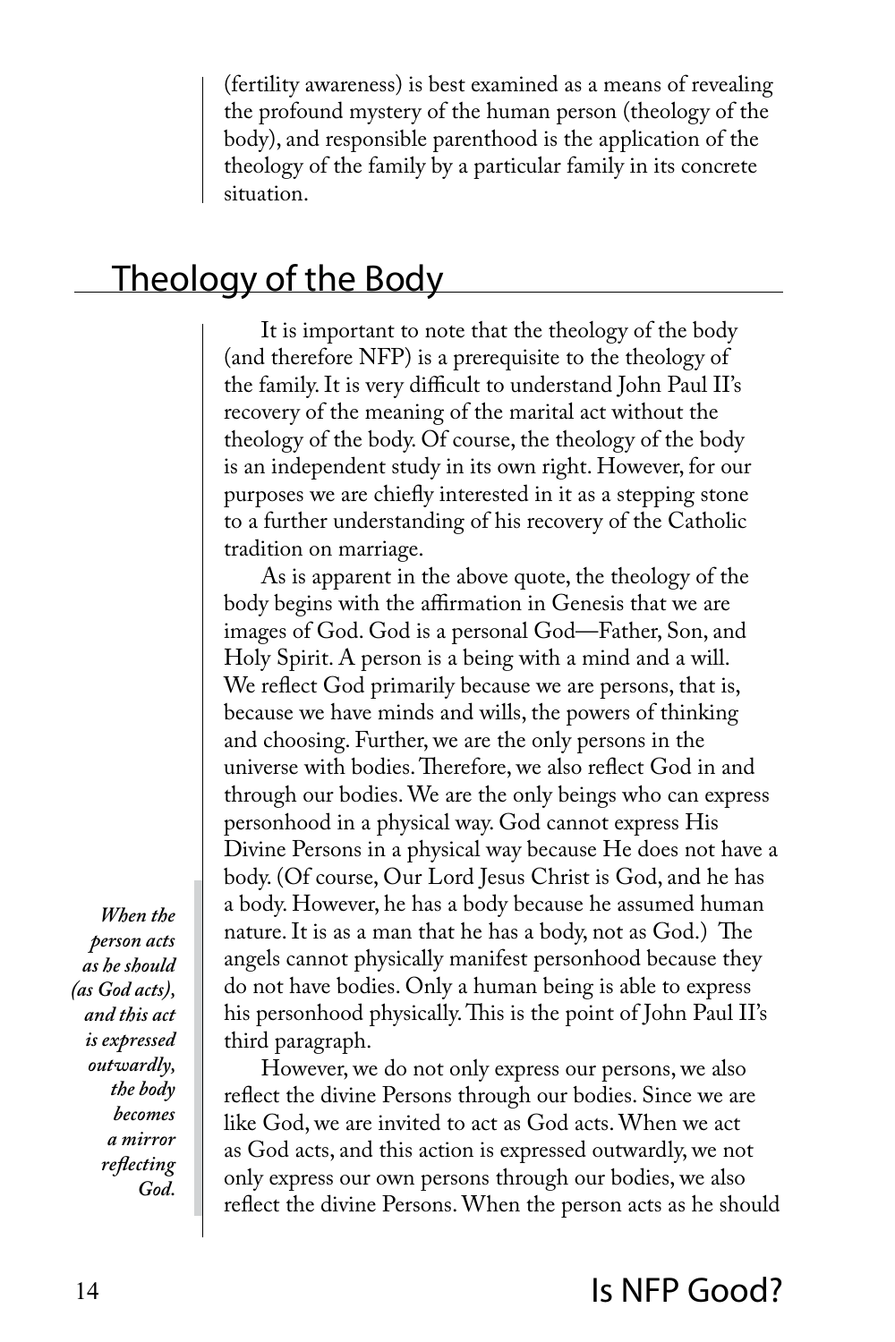(fertility awareness) is best examined as a means of revealing the profound mystery of the human person (theology of the body), and responsible parenthood is the application of the theology of the family by a particular family in its concrete situation.

## Theology of the Body

It is important to note that the theology of the body (and therefore NFP) is a prerequisite to the theology of the family. It is very difficult to understand John Paul II's recovery of the meaning of the marital act without the theology of the body. Of course, the theology of the body is an independent study in its own right. However, for our purposes we are chiefly interested in it as a stepping stone to a further understanding of his recovery of the Catholic tradition on marriage.

As is apparent in the above quote, the theology of the body begins with the affirmation in Genesis that we are images of God. God is a personal God—Father, Son, and Holy Spirit. A person is a being with a mind and a will. We reflect God primarily because we are persons, that is, because we have minds and wills, the powers of thinking and choosing. Further, we are the only persons in the universe with bodies. Therefore, we also reflect God in and through our bodies. We are the only beings who can express personhood in a physical way. God cannot express His Divine Persons in a physical way because He does not have a body. (Of course, Our Lord Jesus Christ is God, and he has a body. However, he has a body because he assumed human nature. It is as a man that he has a body, not as God.) The angels cannot physically manifest personhood because they do not have bodies. Only a human being is able to express his personhood physically. This is the point of John Paul II's third paragraph.

> ***When the person acts as he should (as God acts), and this act is expressed outwardly, the body becomes a mirror reflecting God.***

However, we do not only express our persons, we also reflect the divine Persons through our bodies. Since we are like God, we are invited to act as God acts. When we act as God acts, and this action is expressed outwardly, we not only express our own persons through our bodies, we also reflect the divine Persons. When the person acts as he should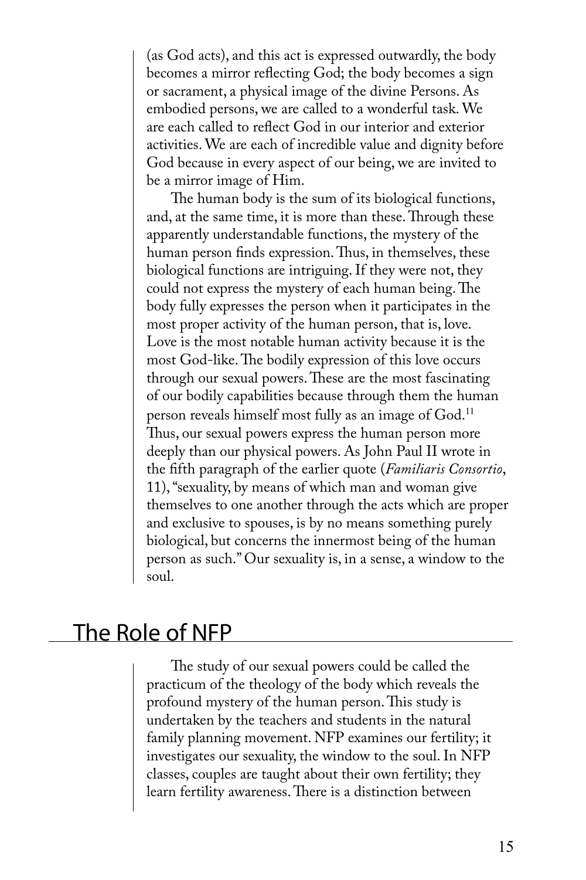(as God acts), and this act is expressed outwardly, the body becomes a mirror reflecting God; the body becomes a sign or sacrament, a physical image of the divine Persons. As embodied persons, we are called to a wonderful task. We are each called to reflect God in our interior and exterior activities. We are each of incredible value and dignity before God because in every aspect of our being, we are invited to be a mirror image of Him.

The human body is the sum of its biological functions, and, at the same time, it is more than these. Through these apparently understandable functions, the mystery of the human person finds expression. Thus, in themselves, these biological functions are intriguing. If they were not, they could not express the mystery of each human being. The body fully expresses the person when it participates in the most proper activity of the human person, that is, love. Love is the most notable human activity because it is the most God-like. The bodily expression of this love occurs through our sexual powers. These are the most fascinating of our bodily capabilities because through them the human person reveals himself most fully as an image of God.[11] Thus, our sexual powers express the human person more deeply than our physical powers. As John Paul II wrote in the fifth paragraph of the earlier quote (*Familiaris Consortio*, 11), "sexuality, by means of which man and woman give themselves to one another through the acts which are proper and exclusive to spouses, is by no means something purely biological, but concerns the innermost being of the human person as such." Our sexuality is, in a sense, a window to the soul.

## The Role of NFP

The study of our sexual powers could be called the practicum of the theology of the body which reveals the profound mystery of the human person. This study is undertaken by the teachers and students in the natural family planning movement. NFP examines our fertility; it investigates our sexuality, the window to the soul. In NFP classes, couples are taught about their own fertility; they learn fertility awareness. There is a distinction between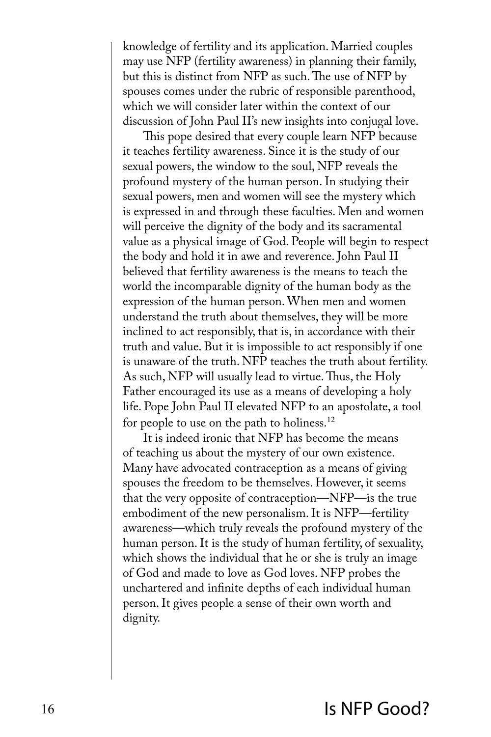knowledge of fertility and its application. Married couples may use NFP (fertility awareness) in planning their family, but this is distinct from NFP as such. The use of NFP by spouses comes under the rubric of responsible parenthood, which we will consider later within the context of our discussion of John Paul II's new insights into conjugal love.

This pope desired that every couple learn NFP because it teaches fertility awareness. Since it is the study of our sexual powers, the window to the soul, NFP reveals the profound mystery of the human person. In studying their sexual powers, men and women will see the mystery which is expressed in and through these faculties. Men and women will perceive the dignity of the body and its sacramental value as a physical image of God. People will begin to respect the body and hold it in awe and reverence. John Paul II believed that fertility awareness is the means to teach the world the incomparable dignity of the human body as the expression of the human person. When men and women understand the truth about themselves, they will be more inclined to act responsibly, that is, in accordance with their truth and value. But it is impossible to act responsibly if one is unaware of the truth. NFP teaches the truth about fertility. As such, NFP will usually lead to virtue. Thus, the Holy Father encouraged its use as a means of developing a holy life. Pope John Paul II elevated NFP to an apostolate, a tool for people to use on the path to holiness.[12]

It is indeed ironic that NFP has become the means of teaching us about the mystery of our own existence. Many have advocated contraception as a means of giving spouses the freedom to be themselves. However, it seems that the very opposite of contraception—NFP—is the true embodiment of the new personalism. It is NFP—fertility awareness—which truly reveals the profound mystery of the human person. It is the study of human fertility, of sexuality, which shows the individual that he or she is truly an image of God and made to love as God loves. NFP probes the unchartered and infinite depths of each individual human person. It gives people a sense of their own worth and dignity.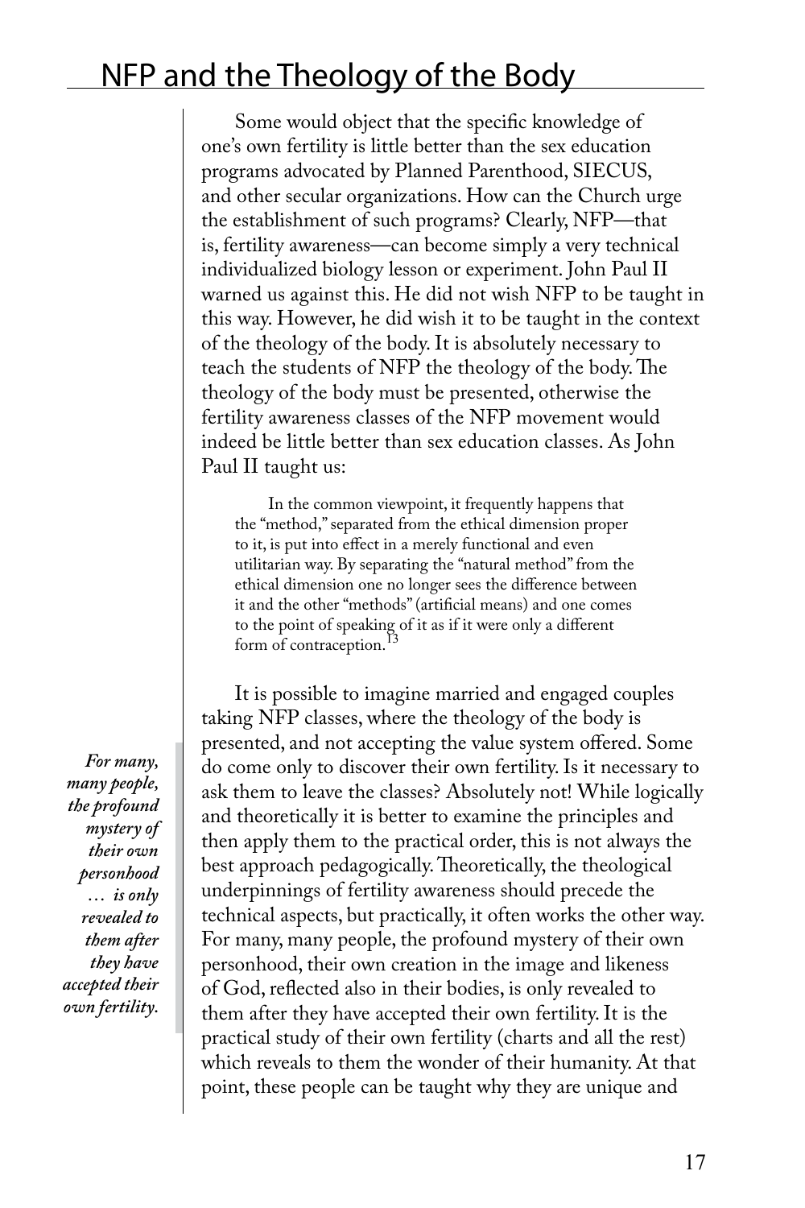Some would object that the specific knowledge of one's own fertility is little better than the sex education programs advocated by Planned Parenthood, SIECUS, and other secular organizations. How can the Church urge the establishment of such programs? Clearly, NFP—that is, fertility awareness—can become simply a very technical individualized biology lesson or experiment. John Paul II warned us against this. He did not wish NFP to be taught in this way. However, he did wish it to be taught in the context of the theology of the body. It is absolutely necessary to teach the students of NFP the theology of the body. The theology of the body must be presented, otherwise the fertility awareness classes of the NFP movement would indeed be little better than sex education classes. As John Paul II taught us:

> In the common viewpoint, it frequently happens that the "method," separated from the ethical dimension proper to it, is put into effect in a merely functional and even utilitarian way. By separating the "natural method" from the ethical dimension one no longer sees the difference between it and the other "methods" (artificial means) and one comes to the point of speaking of it as if it were only a different form of contraception.[13]

It is possible to imagine married and engaged couples taking NFP classes, where the theology of the body is presented, and not accepting the value system offered. Some do come only to discover their own fertility. Is it necessary to ask them to leave the classes? Absolutely not! While logically and theoretically it is better to examine the principles and then apply them to the practical order, this is not always the best approach pedagogically. Theoretically, the theological underpinnings of fertility awareness should precede the technical aspects, but practically, it often works the other way. For many, many people, the profound mystery of their own personhood, their own creation in the image and likeness of God, reflected also in their bodies, is only revealed to them after they have accepted their own fertility. It is the practical study of their own fertility (charts and all the rest) which reveals to them the wonder of their humanity. At that point, these people can be taught why they are unique and

> ***For many, many people, the profound mystery of their own personhood … is only revealed to them after they have accepted their own fertility.***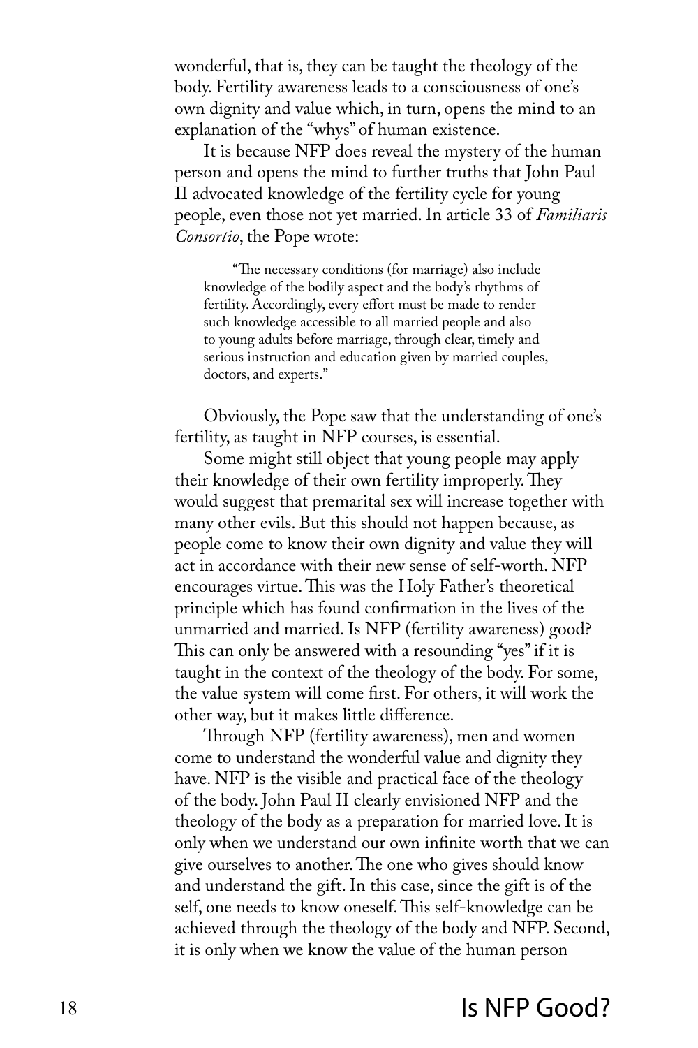wonderful, that is, they can be taught the theology of the body. Fertility awareness leads to a consciousness of one's own dignity and value which, in turn, opens the mind to an explanation of the "whys" of human existence.

It is because NFP does reveal the mystery of the human person and opens the mind to further truths that John Paul II advocated knowledge of the fertility cycle for young people, even those not yet married. In article 33 of *Familiaris Consortio*, the Pope wrote:

> "The necessary conditions (for marriage) also include knowledge of the bodily aspect and the body's rhythms of fertility. Accordingly, every effort must be made to render such knowledge accessible to all married people and also to young adults before marriage, through clear, timely and serious instruction and education given by married couples, doctors, and experts."

Obviously, the Pope saw that the understanding of one's fertility, as taught in NFP courses, is essential.

Some might still object that young people may apply their knowledge of their own fertility improperly. They would suggest that premarital sex will increase together with many other evils. But this should not happen because, as people come to know their own dignity and value they will act in accordance with their new sense of self-worth. NFP encourages virtue. This was the Holy Father's theoretical principle which has found confirmation in the lives of the unmarried and married. Is NFP (fertility awareness) good? This can only be answered with a resounding "yes" if it is taught in the context of the theology of the body. For some, the value system will come first. For others, it will work the other way, but it makes little difference.

Through NFP (fertility awareness), men and women come to understand the wonderful value and dignity they have. NFP is the visible and practical face of the theology of the body. John Paul II clearly envisioned NFP and the theology of the body as a preparation for married love. It is only when we understand our own infinite worth that we can give ourselves to another. The one who gives should know and understand the gift. In this case, since the gift is of the self, one needs to know oneself. This self-knowledge can be achieved through the theology of the body and NFP. Second, it is only when we know the value of the human person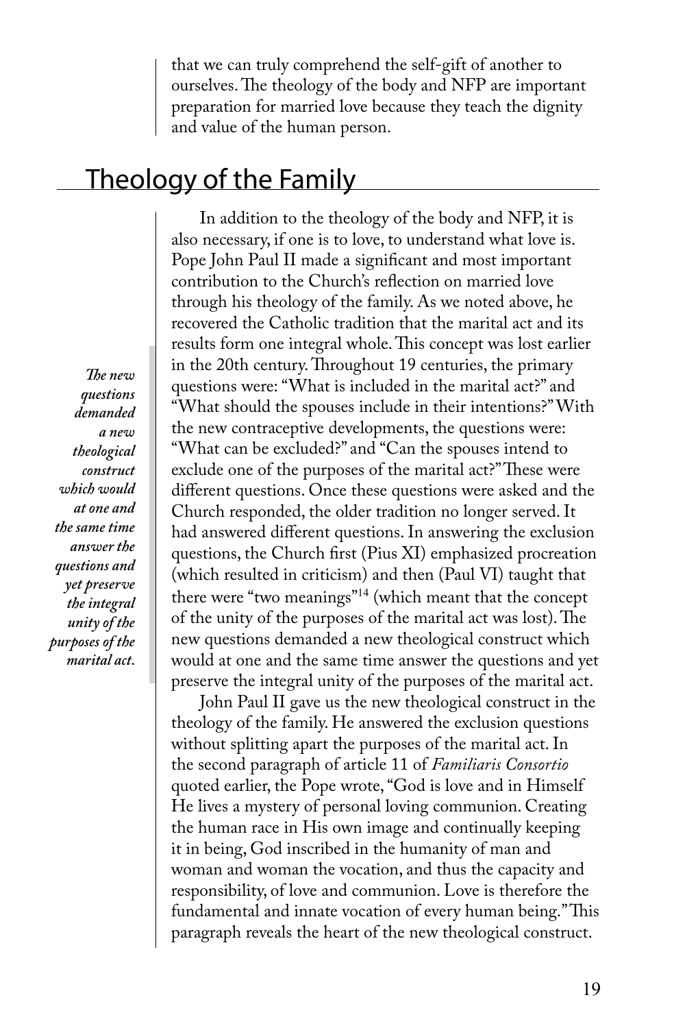that we can truly comprehend the self-gift of another to ourselves. The theology of the body and NFP are important preparation for married love because they teach the dignity and value of the human person.

## Theology of the Family

*The new questions demanded a new theological construct which would at one and the same time answer the questions and yet preserve the integral unity of the purposes of the marital act.*

In addition to the theology of the body and NFP, it is also necessary, if one is to love, to understand what love is. Pope John Paul II made a significant and most important contribution to the Church's reflection on married love through his theology of the family. As we noted above, he recovered the Catholic tradition that the marital act and its results form one integral whole. This concept was lost earlier in the 20th century. Throughout 19 centuries, the primary questions were: "What is included in the marital act?" and "What should the spouses include in their intentions?" With the new contraceptive developments, the questions were: "What can be excluded?" and "Can the spouses intend to exclude one of the purposes of the marital act?" These were different questions. Once these questions were asked and the Church responded, the older tradition no longer served. It had answered different questions. In answering the exclusion questions, the Church first (Pius XI) emphasized procreation (which resulted in criticism) and then (Paul VI) taught that there were "two meanings"[14] (which meant that the concept of the unity of the purposes of the marital act was lost). The new questions demanded a new theological construct which would at one and the same time answer the questions and yet preserve the integral unity of the purposes of the marital act.

John Paul II gave us the new theological construct in the theology of the family. He answered the exclusion questions without splitting apart the purposes of the marital act. In the second paragraph of article 11 of *Familiaris Consortio* quoted earlier, the Pope wrote, "God is love and in Himself He lives a mystery of personal loving communion. Creating the human race in His own image and continually keeping it in being, God inscribed in the humanity of man and woman and woman the vocation, and thus the capacity and responsibility, of love and communion. Love is therefore the fundamental and innate vocation of every human being." This paragraph reveals the heart of the new theological construct.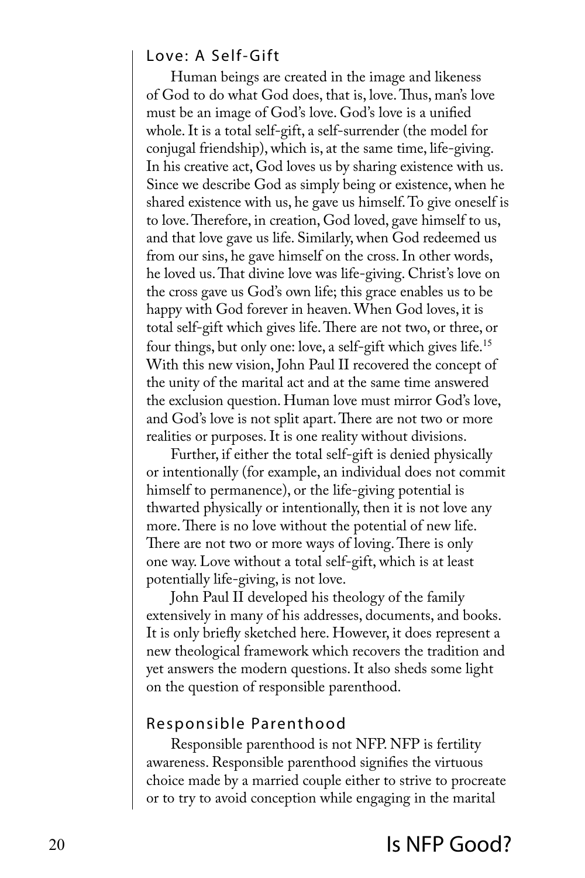## Love: A Self-Gift

Human beings are created in the image and likeness of God to do what God does, that is, love. Thus, man's love must be an image of God's love. God's love is a unified whole. It is a total self-gift, a self-surrender (the model for conjugal friendship), which is, at the same time, life-giving. In his creative act, God loves us by sharing existence with us. Since we describe God as simply being or existence, when he shared existence with us, he gave us himself. To give oneself is to love. Therefore, in creation, God loved, gave himself to us, and that love gave us life. Similarly, when God redeemed us from our sins, he gave himself on the cross. In other words, he loved us. That divine love was life-giving. Christ's love on the cross gave us God's own life; this grace enables us to be happy with God forever in heaven. When God loves, it is total self-gift which gives life. There are not two, or three, or four things, but only one: love, a self-gift which gives life.[15] With this new vision, John Paul II recovered the concept of the unity of the marital act and at the same time answered the exclusion question. Human love must mirror God's love, and God's love is not split apart. There are not two or more realities or purposes. It is one reality without divisions.

Further, if either the total self-gift is denied physically or intentionally (for example, an individual does not commit himself to permanence), or the life-giving potential is thwarted physically or intentionally, then it is not love any more. There is no love without the potential of new life. There are not two or more ways of loving. There is only one way. Love without a total self-gift, which is at least potentially life-giving, is not love.

John Paul II developed his theology of the family extensively in many of his addresses, documents, and books. It is only briefly sketched here. However, it does represent a new theological framework which recovers the tradition and yet answers the modern questions. It also sheds some light on the question of responsible parenthood.

## Responsible Parenthood

Responsible parenthood is not NFP. NFP is fertility awareness. Responsible parenthood signifies the virtuous choice made by a married couple either to strive to procreate or to try to avoid conception while engaging in the marital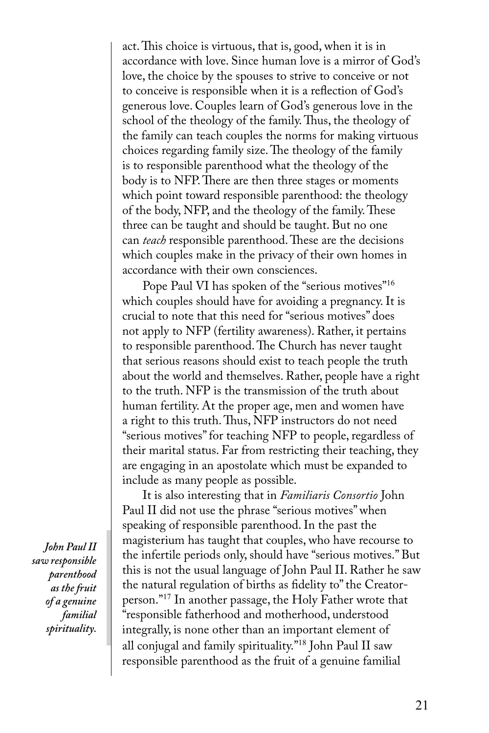act. This choice is virtuous, that is, good, when it is in accordance with love. Since human love is a mirror of God's love, the choice by the spouses to strive to conceive or not to conceive is responsible when it is a reflection of God's generous love. Couples learn of God's generous love in the school of the theology of the family. Thus, the theology of the family can teach couples the norms for making virtuous choices regarding family size. The theology of the family is to responsible parenthood what the theology of the body is to NFP. There are then three stages or moments which point toward responsible parenthood: the theology of the body, NFP, and the theology of the family. These three can be taught and should be taught. But no one can *teach* responsible parenthood. These are the decisions which couples make in the privacy of their own homes in accordance with their own consciences.

Pope Paul VI has spoken of the "serious motives"[16] which couples should have for avoiding a pregnancy. It is crucial to note that this need for "serious motives" does not apply to NFP (fertility awareness). Rather, it pertains to responsible parenthood. The Church has never taught that serious reasons should exist to teach people the truth about the world and themselves. Rather, people have a right to the truth. NFP is the transmission of the truth about human fertility. At the proper age, men and women have a right to this truth. Thus, NFP instructors do not need "serious motives" for teaching NFP to people, regardless of their marital status. Far from restricting their teaching, they are engaging in an apostolate which must be expanded to include as many people as possible.

*John Paul II saw responsible parenthood as the fruit of a genuine familial spirituality.*

It is also interesting that in *Familiaris Consortio* John Paul II did not use the phrase "serious motives" when speaking of responsible parenthood. In the past the magisterium has taught that couples, who have recourse to the infertile periods only, should have "serious motives." But this is not the usual language of John Paul II. Rather he saw the natural regulation of births as fidelity to" the Creator-person."[17] In another passage, the Holy Father wrote that "responsible fatherhood and motherhood, understood integrally, is none other than an important element of all conjugal and family spirituality."[18] John Paul II saw responsible parenthood as the fruit of a genuine familial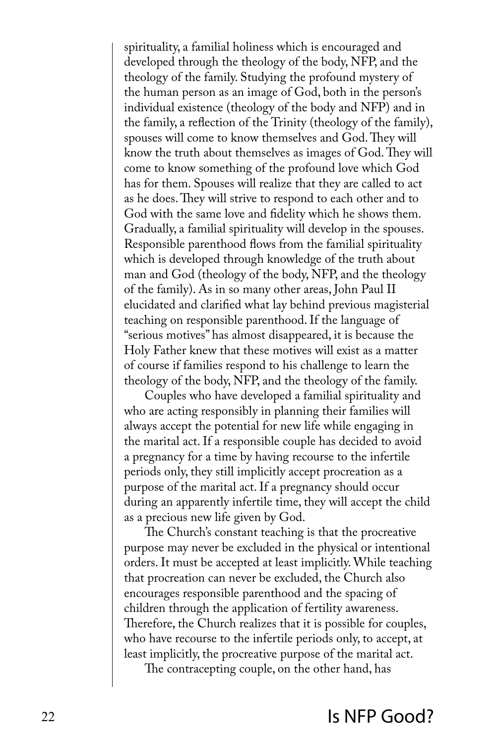spirituality, a familial holiness which is encouraged and developed through the theology of the body, NFP, and the theology of the family. Studying the profound mystery of the human person as an image of God, both in the person's individual existence (theology of the body and NFP) and in the family, a reflection of the Trinity (theology of the family), spouses will come to know themselves and God. They will know the truth about themselves as images of God. They will come to know something of the profound love which God has for them. Spouses will realize that they are called to act as he does. They will strive to respond to each other and to God with the same love and fidelity which he shows them. Gradually, a familial spirituality will develop in the spouses. Responsible parenthood flows from the familial spirituality which is developed through knowledge of the truth about man and God (theology of the body, NFP, and the theology of the family). As in so many other areas, John Paul II elucidated and clarified what lay behind previous magisterial teaching on responsible parenthood. If the language of "serious motives" has almost disappeared, it is because the Holy Father knew that these motives will exist as a matter of course if families respond to his challenge to learn the theology of the body, NFP, and the theology of the family.

Couples who have developed a familial spirituality and who are acting responsibly in planning their families will always accept the potential for new life while engaging in the marital act. If a responsible couple has decided to avoid a pregnancy for a time by having recourse to the infertile periods only, they still implicitly accept procreation as a purpose of the marital act. If a pregnancy should occur during an apparently infertile time, they will accept the child as a precious new life given by God.

The Church's constant teaching is that the procreative purpose may never be excluded in the physical or intentional orders. It must be accepted at least implicitly. While teaching that procreation can never be excluded, the Church also encourages responsible parenthood and the spacing of children through the application of fertility awareness. Therefore, the Church realizes that it is possible for couples, who have recourse to the infertile periods only, to accept, at least implicitly, the procreative purpose of the marital act.

The contracepting couple, on the other hand, has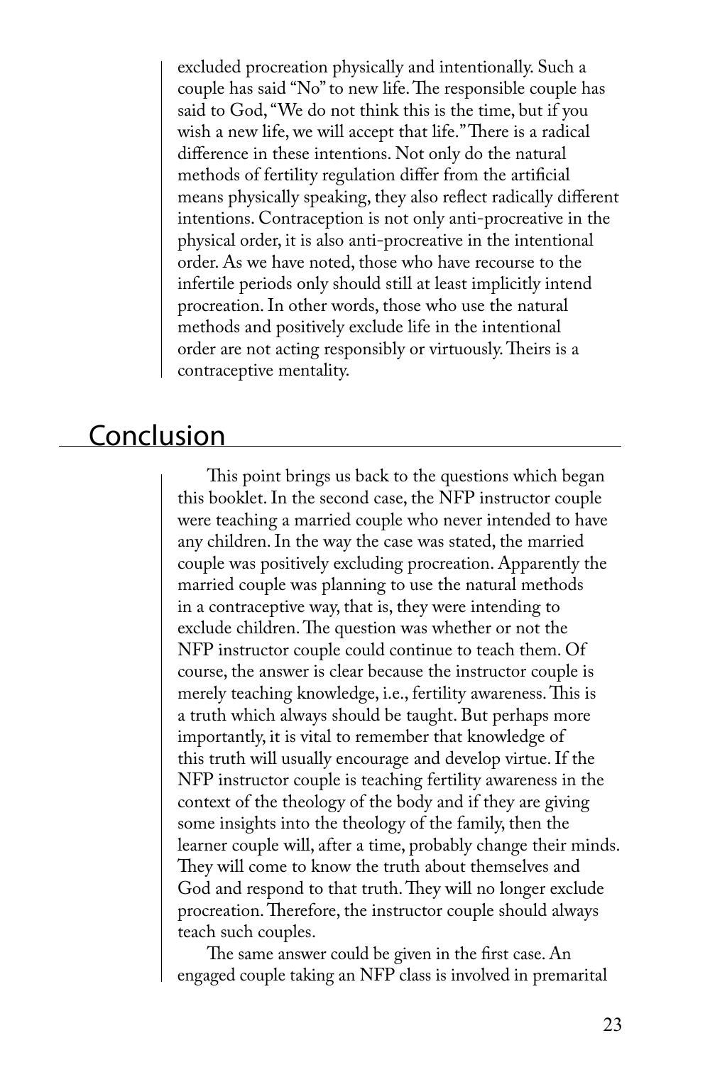excluded procreation physically and intentionally. Such a couple has said "No" to new life. The responsible couple has said to God, "We do not think this is the time, but if you wish a new life, we will accept that life." There is a radical difference in these intentions. Not only do the natural methods of fertility regulation differ from the artificial means physically speaking, they also reflect radically different intentions. Contraception is not only anti-procreative in the physical order, it is also anti-procreative in the intentional order. As we have noted, those who have recourse to the infertile periods only should still at least implicitly intend procreation. In other words, those who use the natural methods and positively exclude life in the intentional order are not acting responsibly or virtuously. Theirs is a contraceptive mentality.

## Conclusion

This point brings us back to the questions which began this booklet. In the second case, the NFP instructor couple were teaching a married couple who never intended to have any children. In the way the case was stated, the married couple was positively excluding procreation. Apparently the married couple was planning to use the natural methods in a contraceptive way, that is, they were intending to exclude children. The question was whether or not the NFP instructor couple could continue to teach them. Of course, the answer is clear because the instructor couple is merely teaching knowledge, i.e., fertility awareness. This is a truth which always should be taught. But perhaps more importantly, it is vital to remember that knowledge of this truth will usually encourage and develop virtue. If the NFP instructor couple is teaching fertility awareness in the context of the theology of the body and if they are giving some insights into the theology of the family, then the learner couple will, after a time, probably change their minds. They will come to know the truth about themselves and God and respond to that truth. They will no longer exclude procreation. Therefore, the instructor couple should always teach such couples.

The same answer could be given in the first case. An engaged couple taking an NFP class is involved in premarital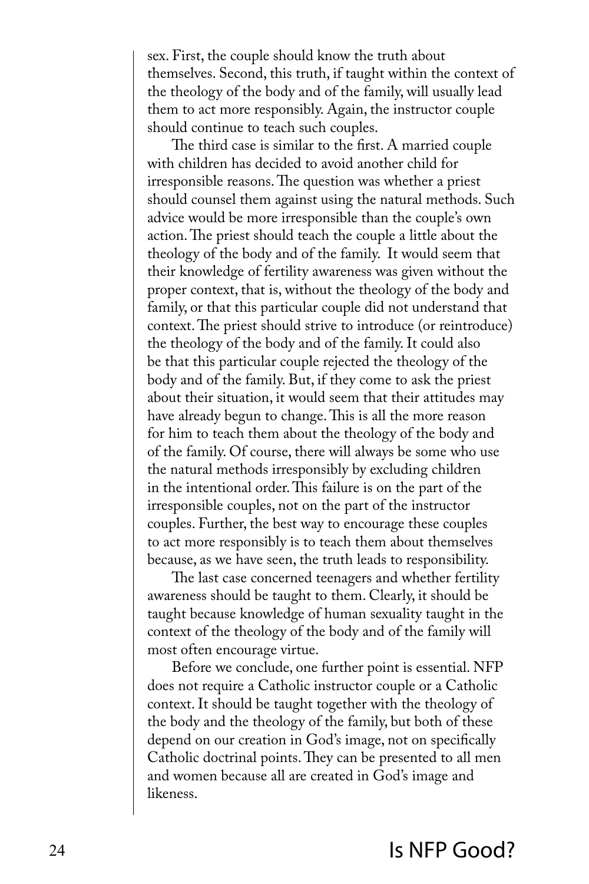sex. First, the couple should know the truth about themselves. Second, this truth, if taught within the context of the theology of the body and of the family, will usually lead them to act more responsibly. Again, the instructor couple should continue to teach such couples.

The third case is similar to the first. A married couple with children has decided to avoid another child for irresponsible reasons. The question was whether a priest should counsel them against using the natural methods. Such advice would be more irresponsible than the couple's own action. The priest should teach the couple a little about the theology of the body and of the family. It would seem that their knowledge of fertility awareness was given without the proper context, that is, without the theology of the body and family, or that this particular couple did not understand that context. The priest should strive to introduce (or reintroduce) the theology of the body and of the family. It could also be that this particular couple rejected the theology of the body and of the family. But, if they come to ask the priest about their situation, it would seem that their attitudes may have already begun to change. This is all the more reason for him to teach them about the theology of the body and of the family. Of course, there will always be some who use the natural methods irresponsibly by excluding children in the intentional order. This failure is on the part of the irresponsible couples, not on the part of the instructor couples. Further, the best way to encourage these couples to act more responsibly is to teach them about themselves because, as we have seen, the truth leads to responsibility.

The last case concerned teenagers and whether fertility awareness should be taught to them. Clearly, it should be taught because knowledge of human sexuality taught in the context of the theology of the body and of the family will most often encourage virtue.

Before we conclude, one further point is essential. NFP does not require a Catholic instructor couple or a Catholic context. It should be taught together with the theology of the body and the theology of the family, but both of these depend on our creation in God's image, not on specifically Catholic doctrinal points. They can be presented to all men and women because all are created in God's image and likeness.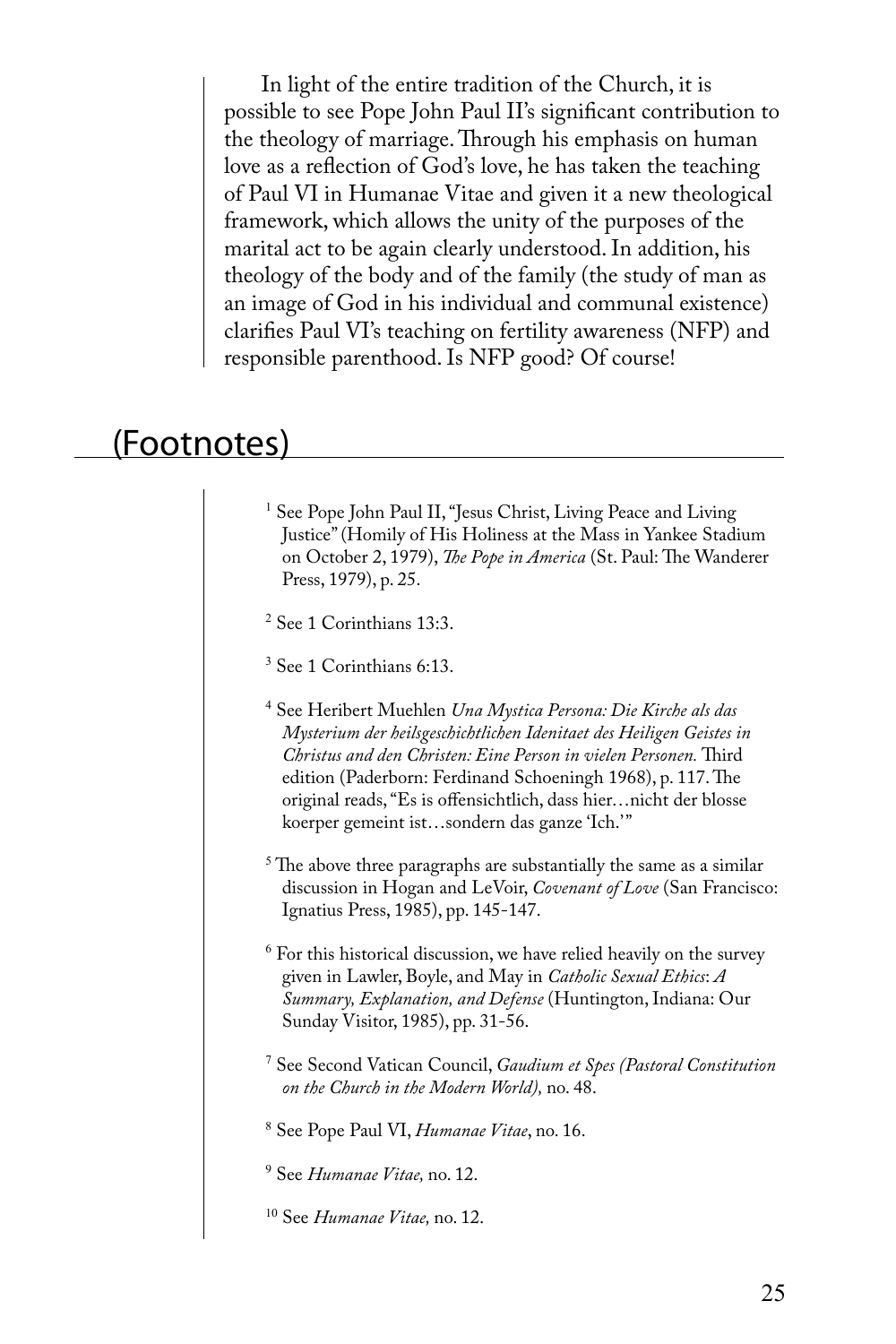In light of the entire tradition of the Church, it is possible to see Pope John Paul II's significant contribution to the theology of marriage. Through his emphasis on human love as a reflection of God's love, he has taken the teaching of Paul VI in Humanae Vitae and given it a new theological framework, which allows the unity of the purposes of the marital act to be again clearly understood. In addition, his theology of the body and of the family (the study of man as an image of God in his individual and communal existence) clarifies Paul VI's teaching on fertility awareness (NFP) and responsible parenthood. Is NFP good? Of course!

## (Footnotes)

[1] See Pope John Paul II, "Jesus Christ, Living Peace and Living Justice" (Homily of His Holiness at the Mass in Yankee Stadium on October 2, 1979), *The Pope in America* (St. Paul: The Wanderer Press, 1979), p. 25.

[2] See 1 Corinthians 13:3.

[3] See 1 Corinthians 6:13.

[4] See Heribert Muehlen *Una Mystica Persona: Die Kirche als das Mysterium der heilsgeschichtlichen Idenitaet des Heiligen Geistes in Christus and den Christen: Eine Person in vielen Personen.* Third edition (Paderborn: Ferdinand Schoeningh 1968), p. 117. The original reads, "Es is offensichtlich, dass hier…nicht der blosse koerper gemeint ist…sondern das ganze 'Ich.'"

[5] The above three paragraphs are substantially the same as a similar discussion in Hogan and LeVoir, *Covenant of Love* (San Francisco: Ignatius Press, 1985), pp. 145-147.

[6] For this historical discussion, we have relied heavily on the survey given in Lawler, Boyle, and May in *Catholic Sexual Ethics*: *A Summary, Explanation, and Defense* (Huntington, Indiana: Our Sunday Visitor, 1985), pp. 31-56.

[7] See Second Vatican Council, *Gaudium et Spes (Pastoral Constitution on the Church in the Modern World),* no. 48.

[8] See Pope Paul VI, *Humanae Vitae*, no. 16.

[9] See *Humanae Vitae,* no. 12.

[10] See *Humanae Vitae,* no. 12.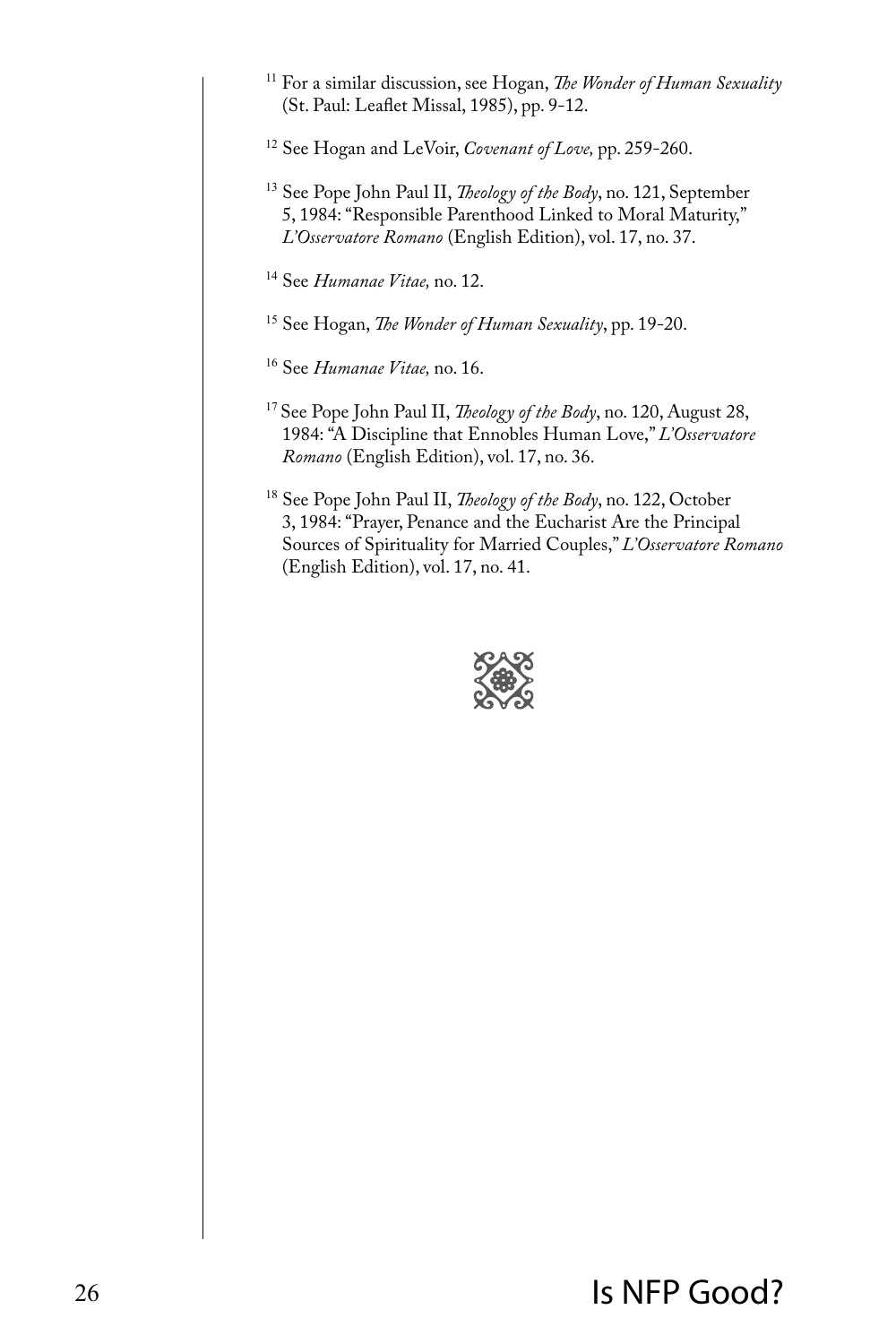[11] For a similar discussion, see Hogan, *The Wonder of Human Sexuality* (St. Paul: Leaflet Missal, 1985), pp. 9-12.

[12] See Hogan and LeVoir, *Covenant of Love,* pp. 259-260.

[13] See Pope John Paul II, *Theology of the Body*, no. 121, September 5, 1984: "Responsible Parenthood Linked to Moral Maturity," *L'Osservatore Romano* (English Edition), vol. 17, no. 37.

[14] See *Humanae Vitae,* no. 12.

[15] See Hogan, *The Wonder of Human Sexuality*, pp. 19-20.

[16] See *Humanae Vitae,* no. 16.

[17] See Pope John Paul II, *Theology of the Body*, no. 120, August 28, 1984: "A Discipline that Ennobles Human Love," *L'Osservatore Romano* (English Edition), vol. 17, no. 36.

[18] See Pope John Paul II, *Theology of the Body*, no. 122, October 3, 1984: "Prayer, Penance and the Eucharist Are the Principal Sources of Spirituality for Married Couples," *L'Osservatore Romano* (English Edition), vol. 17, no. 41.